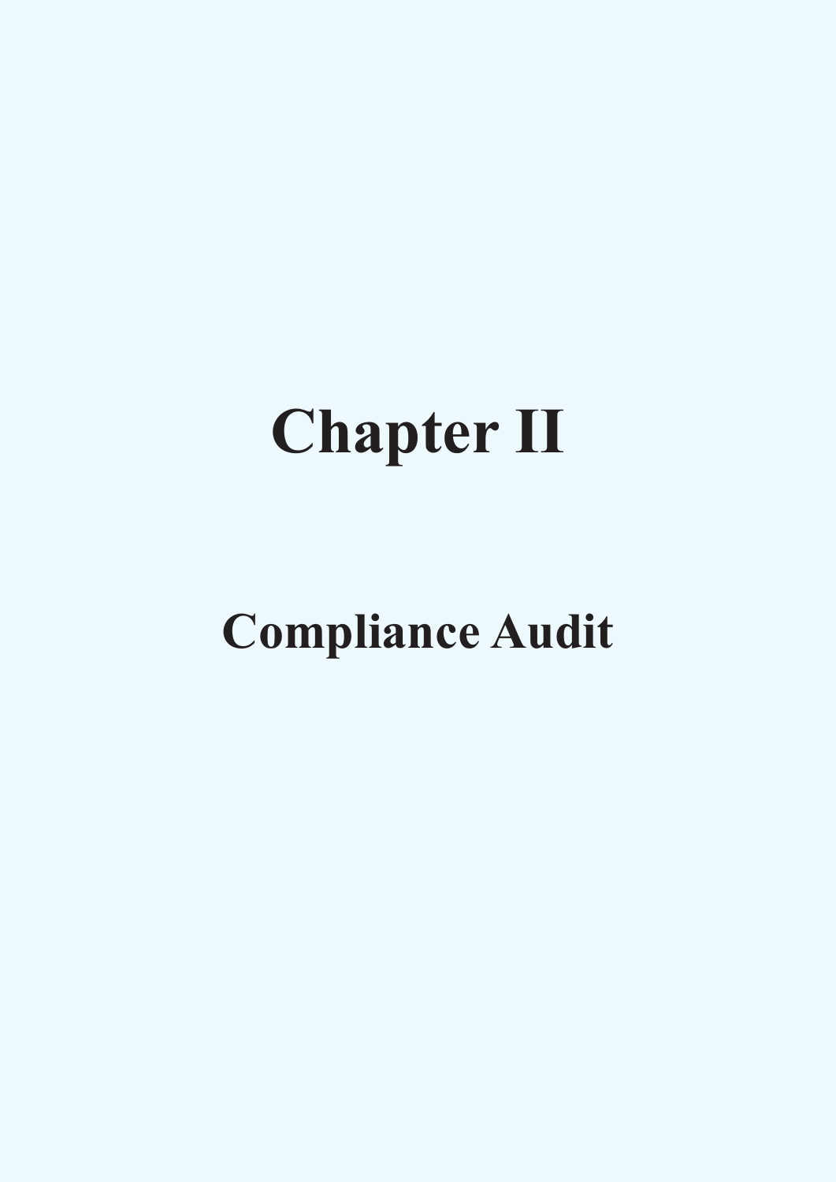# Chapter II

## Compliance Audit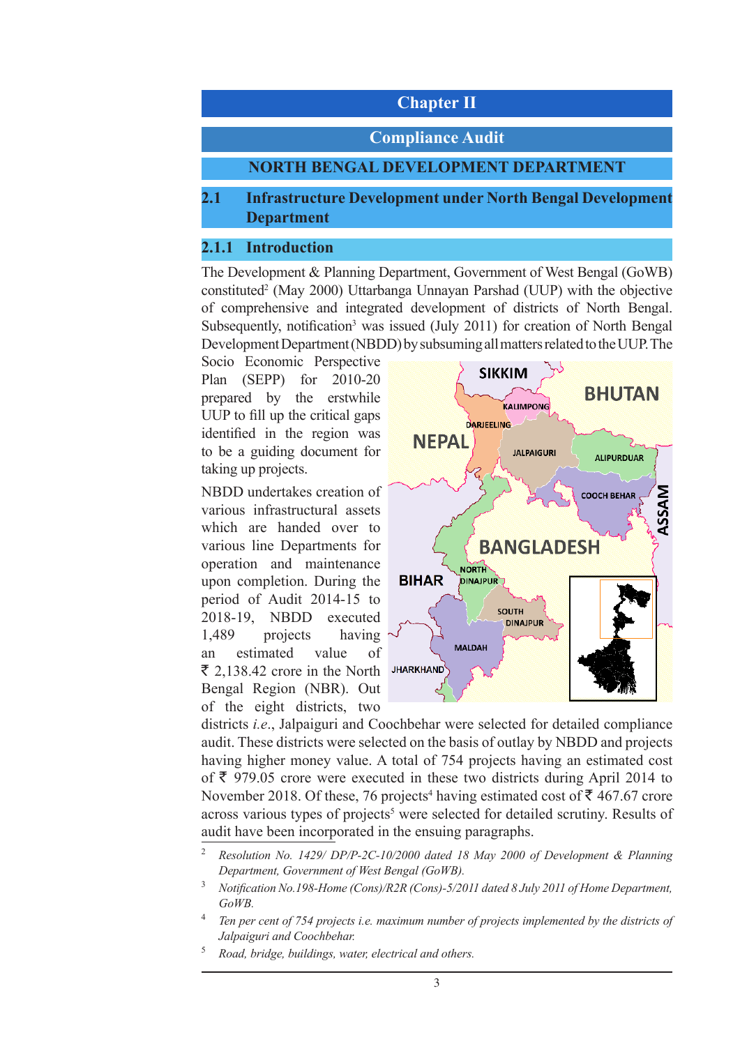# Chapter II

# Compliance Audit

## NORTH BENGAL DEVELOPMENT DEPARTMENT

## 2.1 Infrastructure Development under North Bengal Development Department

### 2.1.1 Introduction

The Development & Planning Department, Government of West Bengal (GoWB) constituted[2] (May 2000) Uttarbanga Unnayan Parshad (UUP) with the objective of comprehensive and integrated development of districts of North Bengal. Subsequently, notification[3] was issued (July 2011) for creation of North Bengal Development Department (NBDD) by subsuming all matters related to the UUP. The Socio Economic Perspective Plan (SEPP) for 2010-20 prepared by the erstwhile UUP to fill up the critical gaps identified in the region was to be a guiding document for taking up projects.

NBDD undertakes creation of various infrastructural assets which are handed over to various line Departments for operation and maintenance upon completion. During the period of Audit 2014-15 to 2018-19, NBDD executed 1,489 projects having an estimated value of ₹ 2,138.42 crore in the North Bengal Region (NBR). Out of the eight districts, two districts *i.e.*, Jalpaiguri and Coochbehar were selected for detailed compliance audit. These districts were selected on the basis of outlay by NBDD and projects having higher money value. A total of 754 projects having an estimated cost of ₹ 979.05 crore were executed in these two districts during April 2014 to November 2018. Of these, 76 projects[4] having estimated cost of ₹ 467.67 crore across various types of projects[5] were selected for detailed scrutiny. Results of audit have been incorporated in the ensuing paragraphs.

---

[2] *Resolution No. 1429/ DP/P-2C-10/2000 dated 18 May 2000 of Development & Planning Department, Government of West Bengal (GoWB).*

[3] *Notification No.198-Home (Cons)/R2R (Cons)-5/2011 dated 8 July 2011 of Home Department, GoWB.*

[4] *Ten per cent of 754 projects i.e. maximum number of projects implemented by the districts of Jalpaiguri and Coochbehar.*

[5] *Road, bridge, buildings, water, electrical and others.*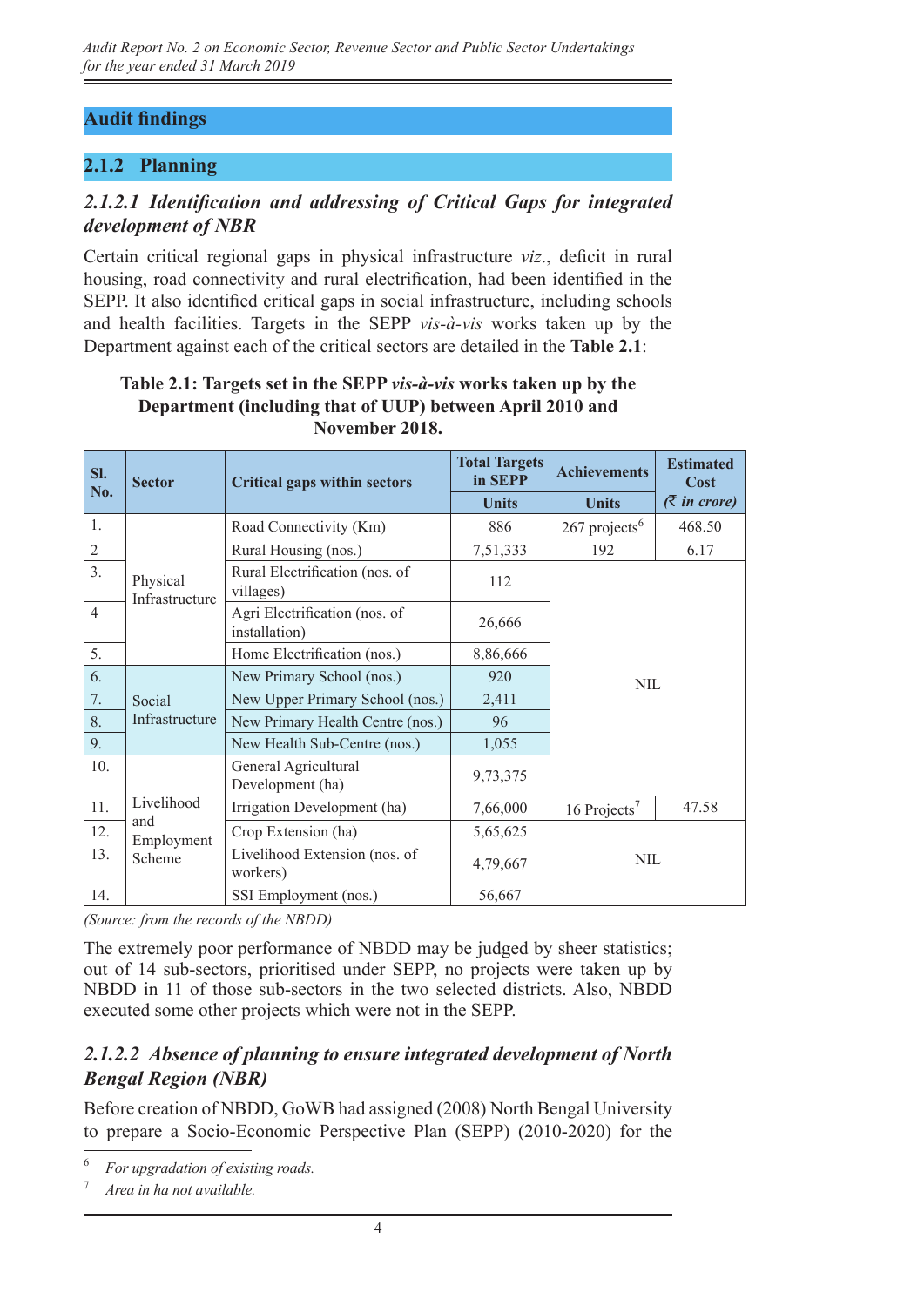## Audit findings

### 2.1.2 Planning

#### *2.1.2.1 Identification and addressing of Critical Gaps for integrated development of NBR*

Certain critical regional gaps in physical infrastructure *viz*., deficit in rural housing, road connectivity and rural electrification, had been identified in the SEPP. It also identified critical gaps in social infrastructure, including schools and health facilities. Targets in the SEPP *vis-à-vis* works taken up by the Department against each of the critical sectors are detailed in the **Table 2.1**:

**Table 2.1: Targets set in the SEPP *vis-à-vis* works taken up by the Department (including that of UUP) between April 2010 and November 2018.**

| Sl. No. | Sector | Critical gaps within sectors | Total Targets in SEPP | Achievements | Estimated Cost |
|---|---|---|---|---|---|
| | | | Units | Units | *(₹ in crore)* |
| 1. | Physical Infrastructure | Road Connectivity (Km) | 886 | 267 projects[6] | 468.50 |
| 2 | | Rural Housing (nos.) | 7,51,333 | 192 | 6.17 |
| 3. | | Rural Electrification (nos. of villages) | 112 | NIL | |
| 4 | | Agri Electrification (nos. of installation) | 26,666 | | |
| 5. | | Home Electrification (nos.) | 8,86,666 | | |
| 6. | Social Infrastructure | New Primary School (nos.) | 920 | | |
| 7. | | New Upper Primary School (nos.) | 2,411 | | |
| 8. | | New Primary Health Centre (nos.) | 96 | | |
| 9. | | New Health Sub-Centre (nos.) | 1,055 | | |
| 10. | Livelihood and Employment Scheme | General Agricultural Development (ha) | 9,73,375 | | |
| 11. | | Irrigation Development (ha) | 7,66,000 | 16 Projects[7] | 47.58 |
| 12. | | Crop Extension (ha) | 5,65,625 | NIL | |
| 13. | | Livelihood Extension (nos. of workers) | 4,79,667 | | |
| 14. | | SSI Employment (nos.) | 56,667 | | |

*(Source: from the records of the NBDD)*

The extremely poor performance of NBDD may be judged by sheer statistics; out of 14 sub-sectors, prioritised under SEPP, no projects were taken up by NBDD in 11 of those sub-sectors in the two selected districts. Also, NBDD executed some other projects which were not in the SEPP.

#### *2.1.2.2 Absence of planning to ensure integrated development of North Bengal Region (NBR)*

Before creation of NBDD, GoWB had assigned (2008) North Bengal University to prepare a Socio-Economic Perspective Plan (SEPP) (2010-2020) for the

---

[6] *For upgradation of existing roads.*

[7] *Area in ha not available.*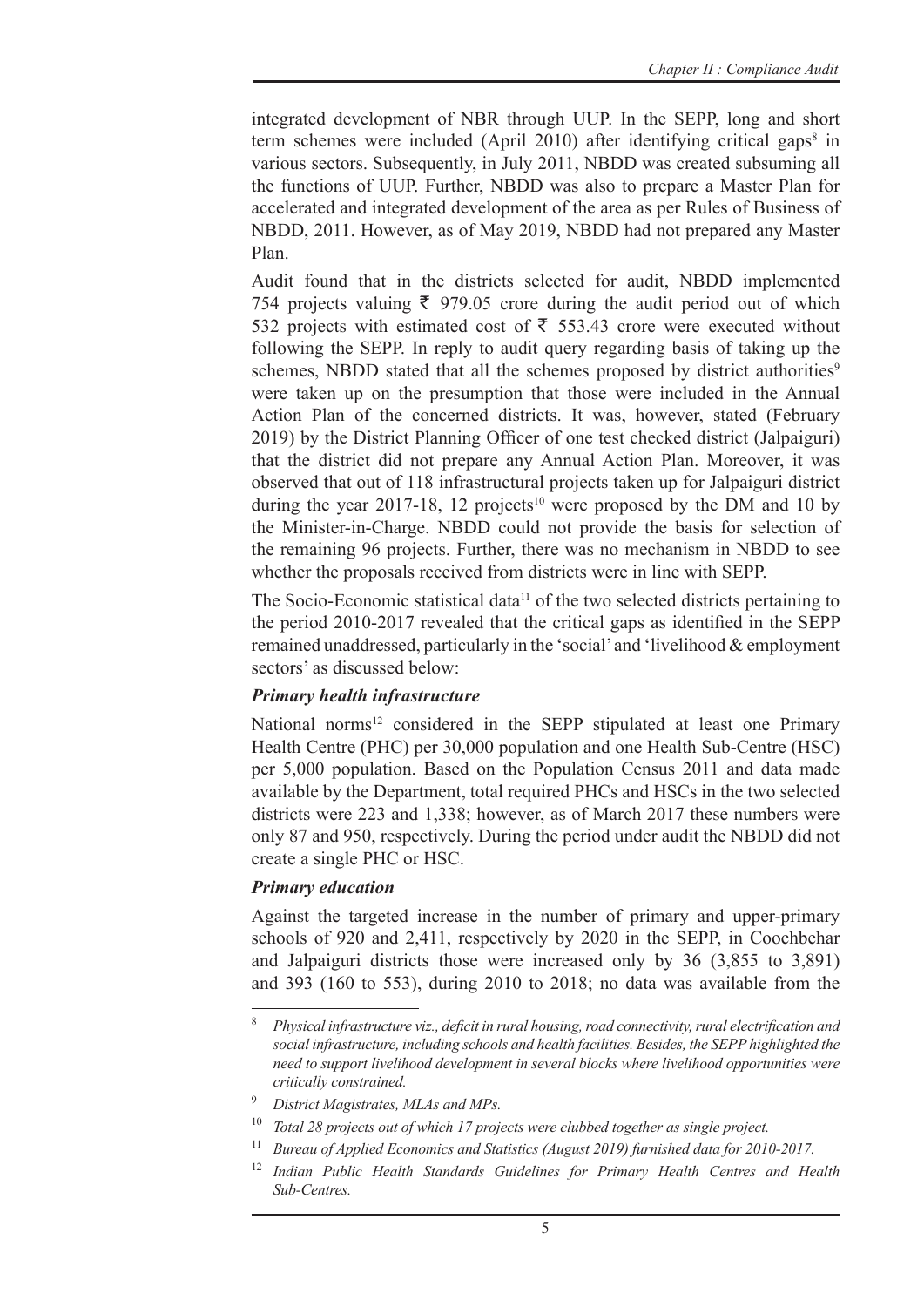integrated development of NBR through UUP. In the SEPP, long and short term schemes were included (April 2010) after identifying critical gaps[8] in various sectors. Subsequently, in July 2011, NBDD was created subsuming all the functions of UUP. Further, NBDD was also to prepare a Master Plan for accelerated and integrated development of the area as per Rules of Business of NBDD, 2011. However, as of May 2019, NBDD had not prepared any Master Plan.

Audit found that in the districts selected for audit, NBDD implemented 754 projects valuing ₹ 979.05 crore during the audit period out of which 532 projects with estimated cost of ₹ 553.43 crore were executed without following the SEPP. In reply to audit query regarding basis of taking up the schemes, NBDD stated that all the schemes proposed by district authorities[9] were taken up on the presumption that those were included in the Annual Action Plan of the concerned districts. It was, however, stated (February 2019) by the District Planning Officer of one test checked district (Jalpaiguri) that the district did not prepare any Annual Action Plan. Moreover, it was observed that out of 118 infrastructural projects taken up for Jalpaiguri district during the year 2017-18, 12 projects[10] were proposed by the DM and 10 by the Minister-in-Charge. NBDD could not provide the basis for selection of the remaining 96 projects. Further, there was no mechanism in NBDD to see whether the proposals received from districts were in line with SEPP.

The Socio-Economic statistical data[11] of the two selected districts pertaining to the period 2010-2017 revealed that the critical gaps as identified in the SEPP remained unaddressed, particularly in the 'social' and 'livelihood & employment sectors' as discussed below:

***Primary health infrastructure***

National norms[12] considered in the SEPP stipulated at least one Primary Health Centre (PHC) per 30,000 population and one Health Sub-Centre (HSC) per 5,000 population. Based on the Population Census 2011 and data made available by the Department, total required PHCs and HSCs in the two selected districts were 223 and 1,338; however, as of March 2017 these numbers were only 87 and 950, respectively. During the period under audit the NBDD did not create a single PHC or HSC.

***Primary education***

Against the targeted increase in the number of primary and upper-primary schools of 920 and 2,411, respectively by 2020 in the SEPP, in Coochbehar and Jalpaiguri districts those were increased only by 36 (3,855 to 3,891) and 393 (160 to 553), during 2010 to 2018; no data was available from the

---

[8] *Physical infrastructure viz., deficit in rural housing, road connectivity, rural electrification and social infrastructure, including schools and health facilities. Besides, the SEPP highlighted the need to support livelihood development in several blocks where livelihood opportunities were critically constrained.*

[9] *District Magistrates, MLAs and MPs.*

[10] *Total 28 projects out of which 17 projects were clubbed together as single project.*

[11] *Bureau of Applied Economics and Statistics (August 2019) furnished data for 2010-2017.*

[12] *Indian Public Health Standards Guidelines for Primary Health Centres and Health Sub-Centres.*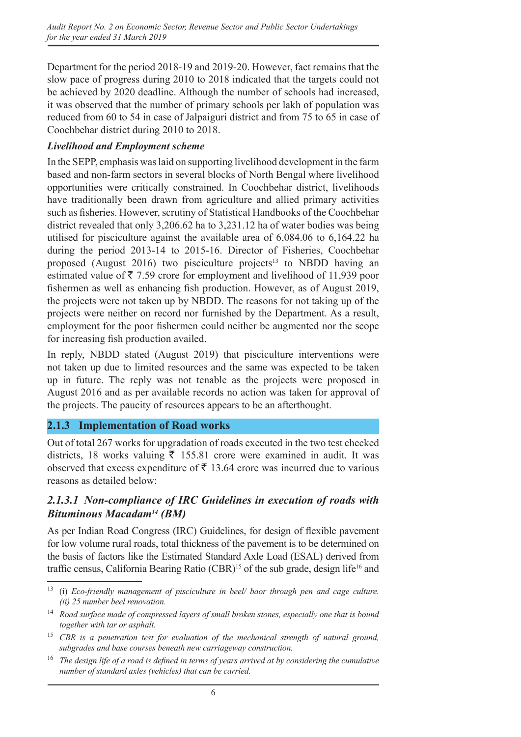Department for the period 2018-19 and 2019-20. However, fact remains that the slow pace of progress during 2010 to 2018 indicated that the targets could not be achieved by 2020 deadline. Although the number of schools had increased, it was observed that the number of primary schools per lakh of population was reduced from 60 to 54 in case of Jalpaiguri district and from 75 to 65 in case of Coochbehar district during 2010 to 2018.

***Livelihood and Employment scheme***

In the SEPP, emphasis was laid on supporting livelihood development in the farm based and non-farm sectors in several blocks of North Bengal where livelihood opportunities were critically constrained. In Coochbehar district, livelihoods have traditionally been drawn from agriculture and allied primary activities such as fisheries. However, scrutiny of Statistical Handbooks of the Coochbehar district revealed that only 3,206.62 ha to 3,231.12 ha of water bodies was being utilised for pisciculture against the available area of 6,084.06 to 6,164.22 ha during the period 2013-14 to 2015-16. Director of Fisheries, Coochbehar proposed (August 2016) two pisciculture projects[13] to NBDD having an estimated value of ₹ 7.59 crore for employment and livelihood of 11,939 poor fishermen as well as enhancing fish production. However, as of August 2019, the projects were not taken up by NBDD. The reasons for not taking up of the projects were neither on record nor furnished by the Department. As a result, employment for the poor fishermen could neither be augmented nor the scope for increasing fish production availed.

In reply, NBDD stated (August 2019) that pisciculture interventions were not taken up due to limited resources and the same was expected to be taken up in future. The reply was not tenable as the projects were proposed in August 2016 and as per available records no action was taken for approval of the projects. The paucity of resources appears to be an afterthought.

## 2.1.3 Implementation of Road works

Out of total 267 works for upgradation of roads executed in the two test checked districts, 18 works valuing ₹ 155.81 crore were examined in audit. It was observed that excess expenditure of ₹ 13.64 crore was incurred due to various reasons as detailed below:

### *2.1.3.1 Non-compliance of IRC Guidelines in execution of roads with Bituminous Macadam[14] (BM)*

As per Indian Road Congress (IRC) Guidelines, for design of flexible pavement for low volume rural roads, total thickness of the pavement is to be determined on the basis of factors like the Estimated Standard Axle Load (ESAL) derived from traffic census, California Bearing Ratio (CBR)[15] of the sub grade, design life[16] and

---

[13] (i) *Eco-friendly management of pisciculture in beel/ baor through pen and cage culture. (ii) 25 number beel renovation.*

[14] *Road surface made of compressed layers of small broken stones, especially one that is bound together with tar or asphalt.*

[15] *CBR is a penetration test for evaluation of the mechanical strength of natural ground, subgrades and base courses beneath new carriageway construction.*

[16] *The design life of a road is defined in terms of years arrived at by considering the cumulative number of standard axles (vehicles) that can be carried.*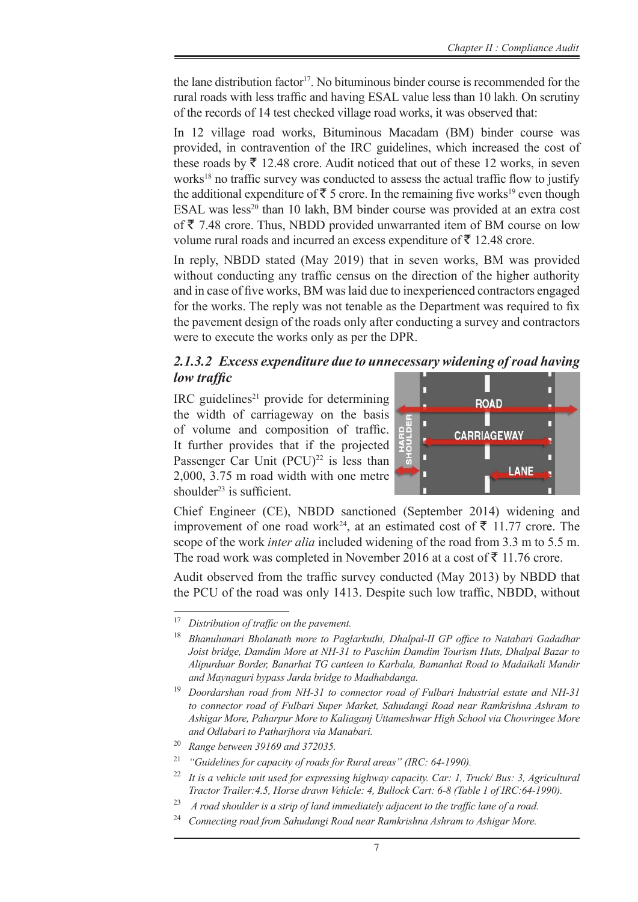the lane distribution factor[17]. No bituminous binder course is recommended for the rural roads with less traffic and having ESAL value less than 10 lakh. On scrutiny of the records of 14 test checked village road works, it was observed that:

In 12 village road works, Bituminous Macadam (BM) binder course was provided, in contravention of the IRC guidelines, which increased the cost of these roads by ₹ 12.48 crore. Audit noticed that out of these 12 works, in seven works[18] no traffic survey was conducted to assess the actual traffic flow to justify the additional expenditure of ₹ 5 crore. In the remaining five works[19] even though ESAL was less[20] than 10 lakh, BM binder course was provided at an extra cost of ₹ 7.48 crore. Thus, NBDD provided unwarranted item of BM course on low volume rural roads and incurred an excess expenditure of ₹ 12.48 crore.

In reply, NBDD stated (May 2019) that in seven works, BM was provided without conducting any traffic census on the direction of the higher authority and in case of five works, BM was laid due to inexperienced contractors engaged for the works. The reply was not tenable as the Department was required to fix the pavement design of the roads only after conducting a survey and contractors were to execute the works only as per the DPR.

### *2.1.3.2 Excess expenditure due to unnecessary widening of road having low traffic*

IRC guidelines[21] provide for determining the width of carriageway on the basis of volume and composition of traffic. It further provides that if the projected Passenger Car Unit (PCU)[22] is less than 2,000, 3.75 m road width with one metre shoulder[23] is sufficient.

Chief Engineer (CE), NBDD sanctioned (September 2014) widening and improvement of one road work[24], at an estimated cost of ₹ 11.77 crore. The scope of the work *inter alia* included widening of the road from 3.3 m to 5.5 m. The road work was completed in November 2016 at a cost of ₹ 11.76 crore.

Audit observed from the traffic survey conducted (May 2013) by NBDD that the PCU of the road was only 1413. Despite such low traffic, NBDD, without

---

[17] *Distribution of traffic on the pavement.*

[18] *Bhanulumari Bholanath more to Paglarkuthi, Dhalpal-II GP office to Natabari Gadadhar Joist bridge, Damdim More at NH-31 to Paschim Damdim Tourism Huts, Dhalpal Bazar to Alipurduar Border, Banarhat TG canteen to Karbala, Bamanhat Road to Madaikali Mandir and Maynaguri bypass Jarda bridge to Madhabdanga.*

[19] *Doordarshan road from NH-31 to connector road of Fulbari Industrial estate and NH-31 to connector road of Fulbari Super Market, Sahudangi Road near Ramkrishna Ashram to Ashigar More, Paharpur More to Kaliaganj Uttameshwar High School via Chowringee More and Odlabari to Patharjhora via Manabari.*

[20] *Range between 39169 and 372035.*

[21] *"Guidelines for capacity of roads for Rural areas" (IRC: 64-1990).*

[22] *It is a vehicle unit used for expressing highway capacity. Car: 1, Truck/ Bus: 3, Agricultural Tractor Trailer:4.5, Horse drawn Vehicle: 4, Bullock Cart: 6-8 (Table 1 of IRC:64-1990).*

[23] *A road shoulder is a strip of land immediately adjacent to the traffic lane of a road.*

[24] *Connecting road from Sahudangi Road near Ramkrishna Ashram to Ashigar More.*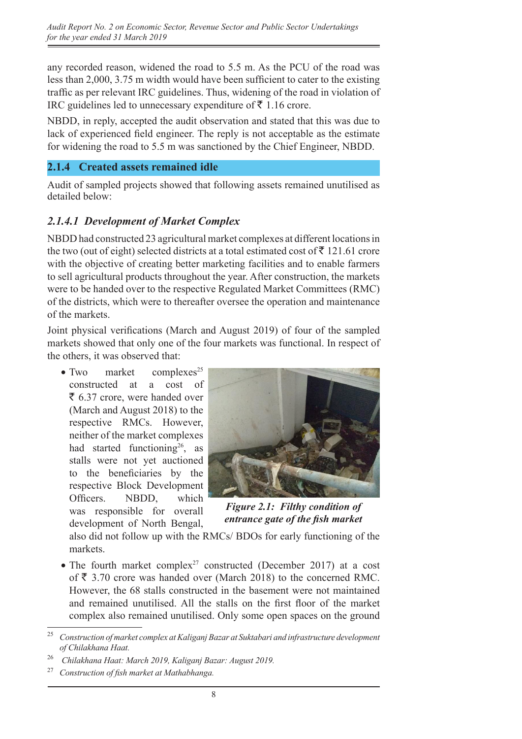any recorded reason, widened the road to 5.5 m. As the PCU of the road was less than 2,000, 3.75 m width would have been sufficient to cater to the existing traffic as per relevant IRC guidelines. Thus, widening of the road in violation of IRC guidelines led to unnecessary expenditure of ₹ 1.16 crore.

NBDD, in reply, accepted the audit observation and stated that this was due to lack of experienced field engineer. The reply is not acceptable as the estimate for widening the road to 5.5 m was sanctioned by the Chief Engineer, NBDD.

## 2.1.4 Created assets remained idle

Audit of sampled projects showed that following assets remained unutilised as detailed below:

### *2.1.4.1 Development of Market Complex*

NBDD had constructed 23 agricultural market complexes at different locations in the two (out of eight) selected districts at a total estimated cost of ₹ 121.61 crore with the objective of creating better marketing facilities and to enable farmers to sell agricultural products throughout the year. After construction, the markets were to be handed over to the respective Regulated Market Committees (RMC) of the districts, which were to thereafter oversee the operation and maintenance of the markets.

Joint physical verifications (March and August 2019) of four of the sampled markets showed that only one of the four markets was functional. In respect of the others, it was observed that:

- Two market complexes[25] constructed at a cost of ₹ 6.37 crore, were handed over (March and August 2018) to the respective RMCs. However, neither of the market complexes had started functioning[26], as stalls were not yet auctioned to the beneficiaries by the respective Block Development Officers. NBDD, which was responsible for overall development of North Bengal, also did not follow up with the RMCs/ BDOs for early functioning of the markets.

***Figure 2.1: Filthy condition of entrance gate of the fish market***

- The fourth market complex[27] constructed (December 2017) at a cost of ₹ 3.70 crore was handed over (March 2018) to the concerned RMC. However, the 68 stalls constructed in the basement were not maintained and remained unutilised. All the stalls on the first floor of the market complex also remained unutilised. Only some open spaces on the ground

---

[25] *Construction of market complex at Kaliganj Bazar at Suktabari and infrastructure development of Chilakhana Haat.*

[26] *Chilakhana Haat: March 2019, Kaliganj Bazar: August 2019.*

[27] *Construction of fish market at Mathabhanga.*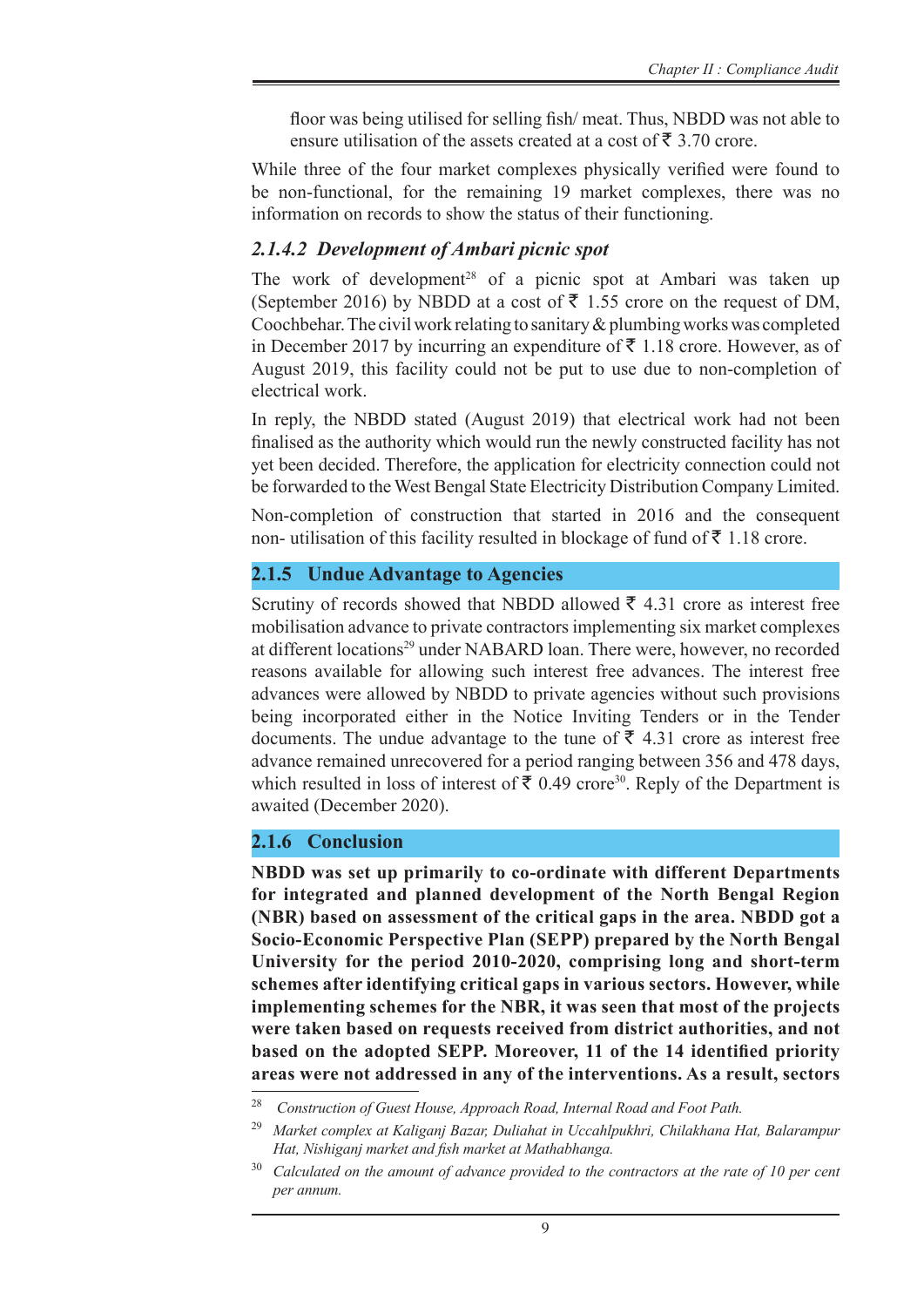floor was being utilised for selling fish/ meat. Thus, NBDD was not able to ensure utilisation of the assets created at a cost of ₹ 3.70 crore.

While three of the four market complexes physically verified were found to be non-functional, for the remaining 19 market complexes, there was no information on records to show the status of their functioning.

#### *2.1.4.2 Development of Ambari picnic spot*

The work of development[28] of a picnic spot at Ambari was taken up (September 2016) by NBDD at a cost of ₹ 1.55 crore on the request of DM, Coochbehar. The civil work relating to sanitary & plumbing works was completed in December 2017 by incurring an expenditure of ₹ 1.18 crore. However, as of August 2019, this facility could not be put to use due to non-completion of electrical work.

In reply, the NBDD stated (August 2019) that electrical work had not been finalised as the authority which would run the newly constructed facility has not yet been decided. Therefore, the application for electricity connection could not be forwarded to the West Bengal State Electricity Distribution Company Limited.

Non-completion of construction that started in 2016 and the consequent non- utilisation of this facility resulted in blockage of fund of ₹ 1.18 crore.

### 2.1.5 Undue Advantage to Agencies

Scrutiny of records showed that NBDD allowed ₹ 4.31 crore as interest free mobilisation advance to private contractors implementing six market complexes at different locations[29] under NABARD loan. There were, however, no recorded reasons available for allowing such interest free advances. The interest free advances were allowed by NBDD to private agencies without such provisions being incorporated either in the Notice Inviting Tenders or in the Tender documents. The undue advantage to the tune of ₹ 4.31 crore as interest free advance remained unrecovered for a period ranging between 356 and 478 days, which resulted in loss of interest of ₹ 0.49 crore[30]. Reply of the Department is awaited (December 2020).

### 2.1.6 Conclusion

**NBDD was set up primarily to co-ordinate with different Departments for integrated and planned development of the North Bengal Region (NBR) based on assessment of the critical gaps in the area. NBDD got a Socio-Economic Perspective Plan (SEPP) prepared by the North Bengal University for the period 2010-2020, comprising long and short-term schemes after identifying critical gaps in various sectors. However, while implementing schemes for the NBR, it was seen that most of the projects were taken based on requests received from district authorities, and not based on the adopted SEPP. Moreover, 11 of the 14 identified priority areas were not addressed in any of the interventions. As a result, sectors**

---

[28] *Construction of Guest House, Approach Road, Internal Road and Foot Path.*

[29] *Market complex at Kaliganj Bazar, Duliahat in Uccahlpukhri, Chilakhana Hat, Balarampur Hat, Nishiganj market and fish market at Mathabhanga.*

[30] *Calculated on the amount of advance provided to the contractors at the rate of 10 per cent per annum.*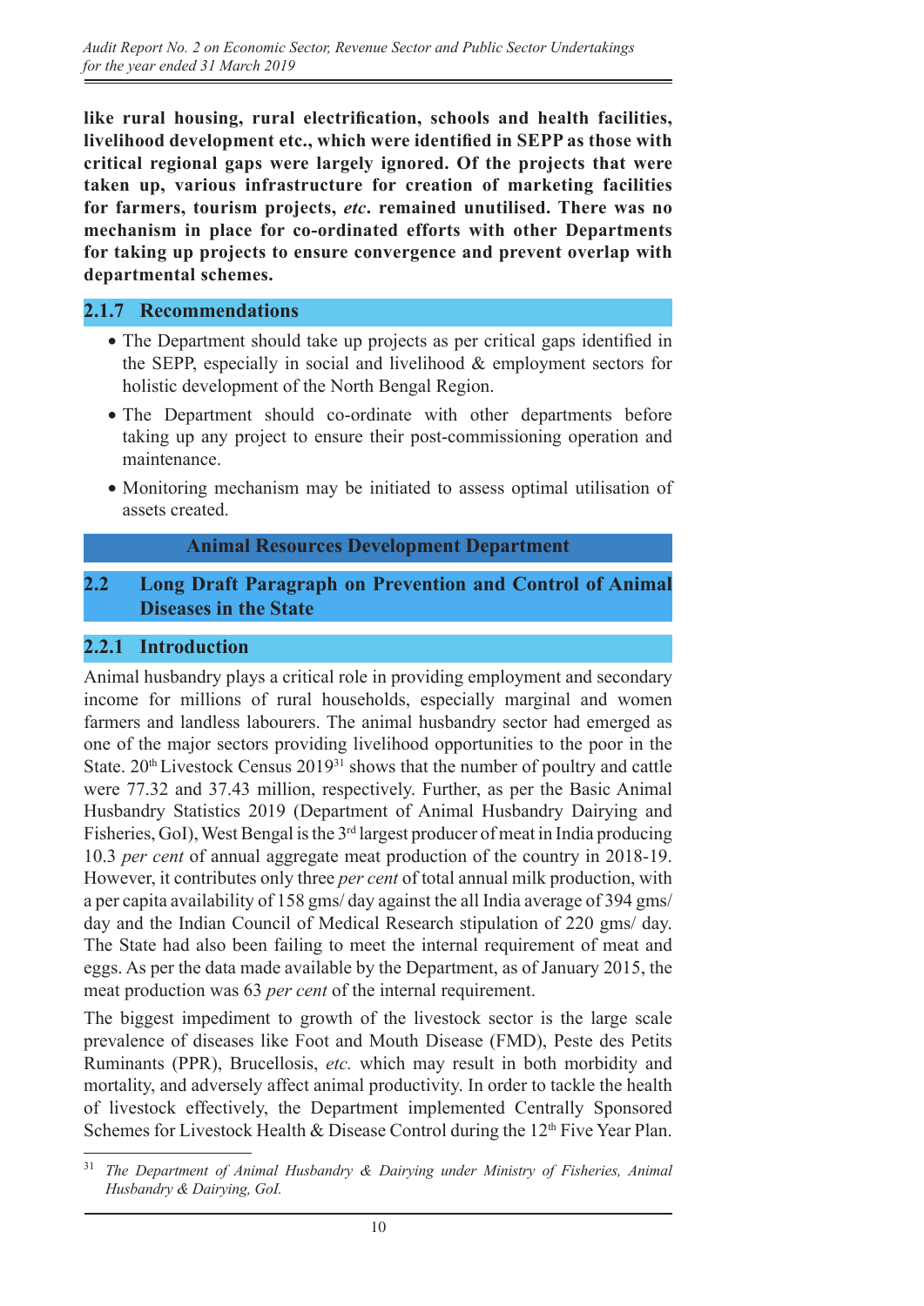**like rural housing, rural electrification, schools and health facilities, livelihood development etc., which were identified in SEPP as those with critical regional gaps were largely ignored. Of the projects that were taken up, various infrastructure for creation of marketing facilities for farmers, tourism projects, *etc*. remained unutilised. There was no mechanism in place for co-ordinated efforts with other Departments for taking up projects to ensure convergence and prevent overlap with departmental schemes.**

### 2.1.7 Recommendations

- The Department should take up projects as per critical gaps identified in the SEPP, especially in social and livelihood & employment sectors for holistic development of the North Bengal Region.
- The Department should co-ordinate with other departments before taking up any project to ensure their post-commissioning operation and maintenance.
- Monitoring mechanism may be initiated to assess optimal utilisation of assets created.

## Animal Resources Development Department

## 2.2 Long Draft Paragraph on Prevention and Control of Animal Diseases in the State

### 2.2.1 Introduction

Animal husbandry plays a critical role in providing employment and secondary income for millions of rural households, especially marginal and women farmers and landless labourers. The animal husbandry sector had emerged as one of the major sectors providing livelihood opportunities to the poor in the State. 20th Livestock Census 2019[31] shows that the number of poultry and cattle were 77.32 and 37.43 million, respectively. Further, as per the Basic Animal Husbandry Statistics 2019 (Department of Animal Husbandry Dairying and Fisheries, GoI), West Bengal is the 3rd largest producer of meat in India producing 10.3 *per cent* of annual aggregate meat production of the country in 2018-19. However, it contributes only three *per cent* of total annual milk production, with a per capita availability of 158 gms/ day against the all India average of 394 gms/ day and the Indian Council of Medical Research stipulation of 220 gms/ day. The State had also been failing to meet the internal requirement of meat and eggs. As per the data made available by the Department, as of January 2015, the meat production was 63 *per cent* of the internal requirement.

The biggest impediment to growth of the livestock sector is the large scale prevalence of diseases like Foot and Mouth Disease (FMD), Peste des Petits Ruminants (PPR), Brucellosis, *etc.* which may result in both morbidity and mortality, and adversely affect animal productivity. In order to tackle the health of livestock effectively, the Department implemented Centrally Sponsored Schemes for Livestock Health & Disease Control during the 12th Five Year Plan.

---

[31] *The Department of Animal Husbandry & Dairying under Ministry of Fisheries, Animal Husbandry & Dairying, GoI.*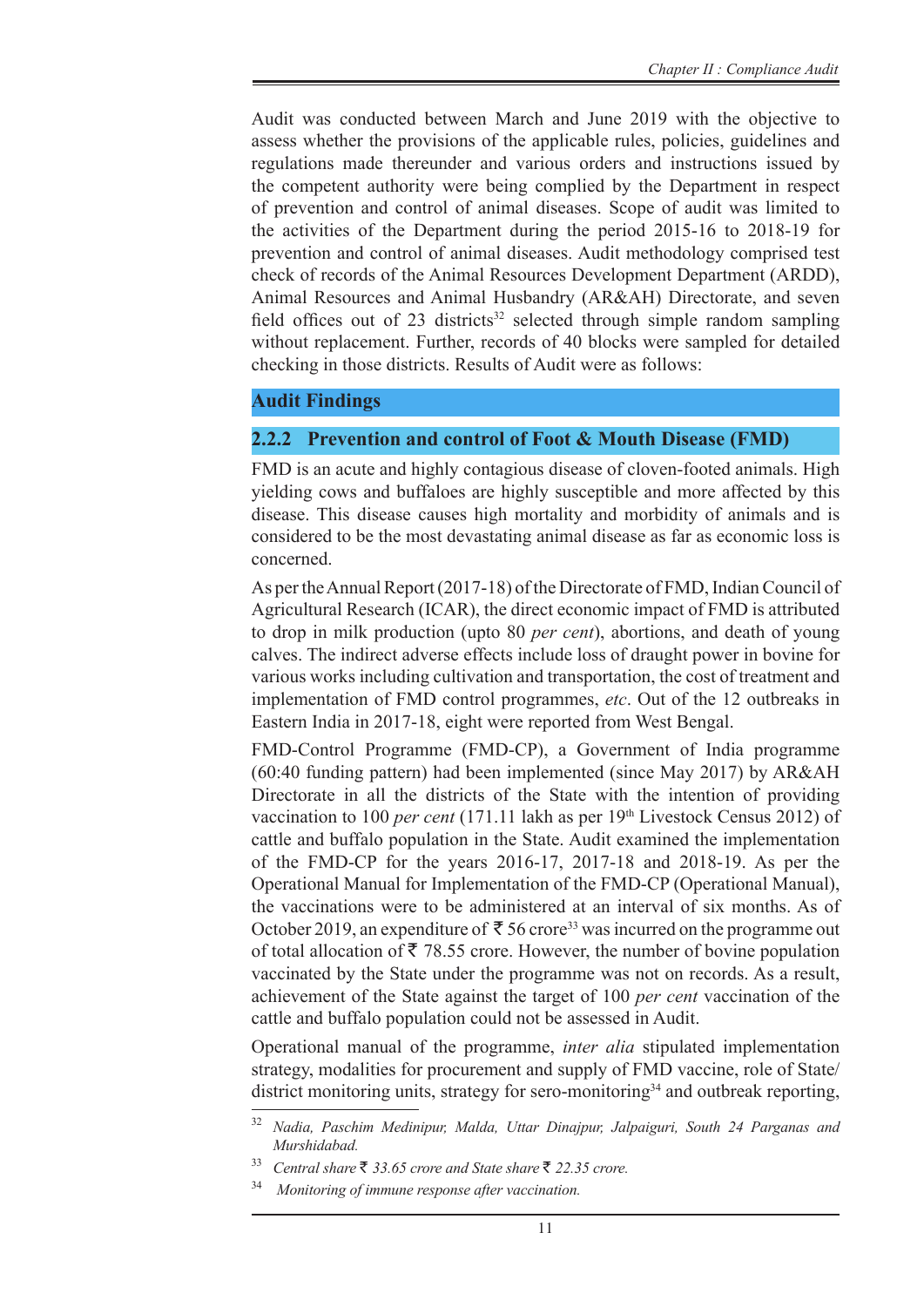Audit was conducted between March and June 2019 with the objective to assess whether the provisions of the applicable rules, policies, guidelines and regulations made thereunder and various orders and instructions issued by the competent authority were being complied by the Department in respect of prevention and control of animal diseases. Scope of audit was limited to the activities of the Department during the period 2015-16 to 2018-19 for prevention and control of animal diseases. Audit methodology comprised test check of records of the Animal Resources Development Department (ARDD), Animal Resources and Animal Husbandry (AR&AH) Directorate, and seven field offices out of 23 districts[32] selected through simple random sampling without replacement. Further, records of 40 blocks were sampled for detailed checking in those districts. Results of Audit were as follows:

## Audit Findings

### 2.2.2 Prevention and control of Foot & Mouth Disease (FMD)

FMD is an acute and highly contagious disease of cloven-footed animals. High yielding cows and buffaloes are highly susceptible and more affected by this disease. This disease causes high mortality and morbidity of animals and is considered to be the most devastating animal disease as far as economic loss is concerned.

As per the Annual Report (2017-18) of the Directorate of FMD, Indian Council of Agricultural Research (ICAR), the direct economic impact of FMD is attributed to drop in milk production (upto 80 *per cent*), abortions, and death of young calves. The indirect adverse effects include loss of draught power in bovine for various works including cultivation and transportation, the cost of treatment and implementation of FMD control programmes, *etc*. Out of the 12 outbreaks in Eastern India in 2017-18, eight were reported from West Bengal.

FMD-Control Programme (FMD-CP), a Government of India programme (60:40 funding pattern) had been implemented (since May 2017) by AR&AH Directorate in all the districts of the State with the intention of providing vaccination to 100 *per cent* (171.11 lakh as per 19th Livestock Census 2012) of cattle and buffalo population in the State. Audit examined the implementation of the FMD-CP for the years 2016-17, 2017-18 and 2018-19. As per the Operational Manual for Implementation of the FMD-CP (Operational Manual), the vaccinations were to be administered at an interval of six months. As of October 2019, an expenditure of ₹ 56 crore[33] was incurred on the programme out of total allocation of ₹ 78.55 crore. However, the number of bovine population vaccinated by the State under the programme was not on records. As a result, achievement of the State against the target of 100 *per cent* vaccination of the cattle and buffalo population could not be assessed in Audit.

Operational manual of the programme, *inter alia* stipulated implementation strategy, modalities for procurement and supply of FMD vaccine, role of State/district monitoring units, strategy for sero-monitoring[34] and outbreak reporting,

---

[32] *Nadia, Paschim Medinipur, Malda, Uttar Dinajpur, Jalpaiguri, South 24 Parganas and Murshidabad.*

[33] *Central share ₹ 33.65 crore and State share ₹ 22.35 crore.*

[34] *Monitoring of immune response after vaccination.*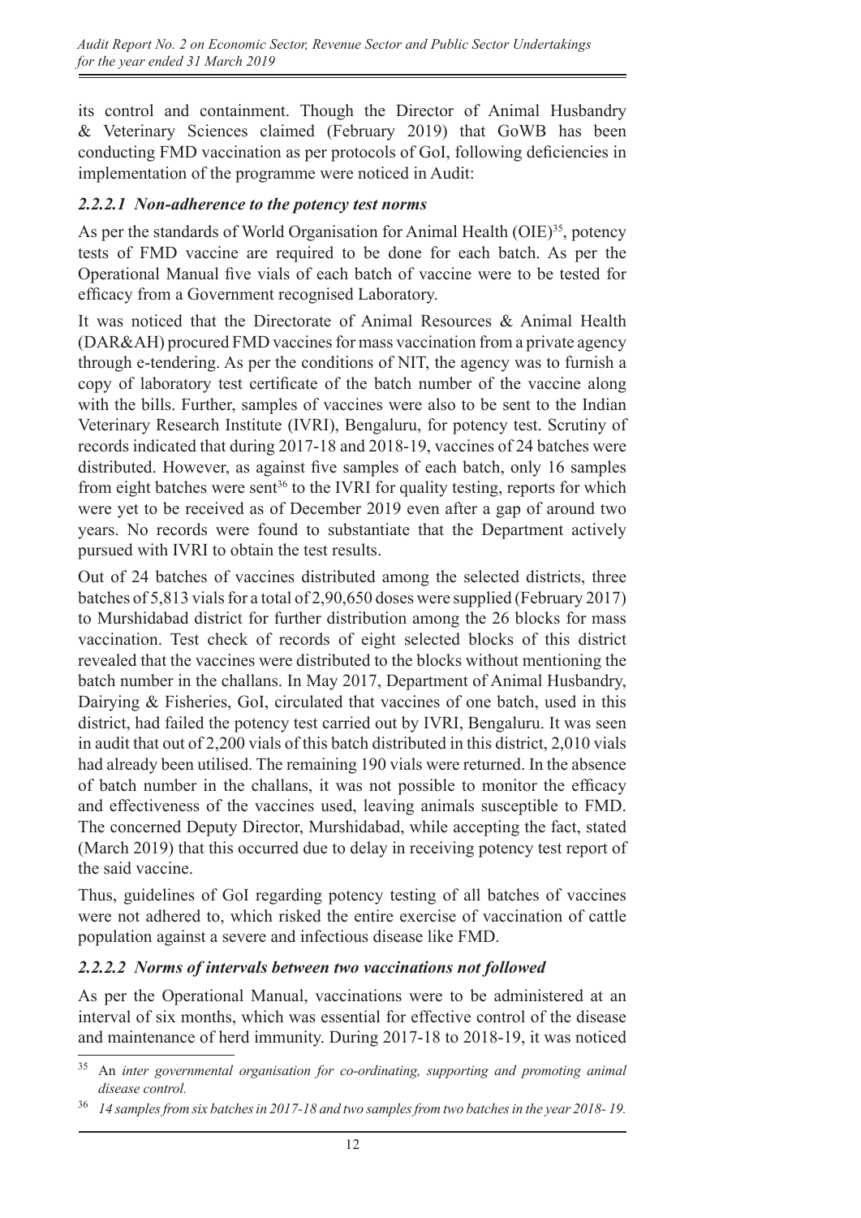its control and containment. Though the Director of Animal Husbandry & Veterinary Sciences claimed (February 2019) that GoWB has been conducting FMD vaccination as per protocols of GoI, following deficiencies in implementation of the programme were noticed in Audit:

### *2.2.2.1 Non-adherence to the potency test norms*

As per the standards of World Organisation for Animal Health (OIE)[35], potency tests of FMD vaccine are required to be done for each batch. As per the Operational Manual five vials of each batch of vaccine were to be tested for efficacy from a Government recognised Laboratory.

It was noticed that the Directorate of Animal Resources & Animal Health (DAR&AH) procured FMD vaccines for mass vaccination from a private agency through e-tendering. As per the conditions of NIT, the agency was to furnish a copy of laboratory test certificate of the batch number of the vaccine along with the bills. Further, samples of vaccines were also to be sent to the Indian Veterinary Research Institute (IVRI), Bengaluru, for potency test. Scrutiny of records indicated that during 2017-18 and 2018-19, vaccines of 24 batches were distributed. However, as against five samples of each batch, only 16 samples from eight batches were sent[36] to the IVRI for quality testing, reports for which were yet to be received as of December 2019 even after a gap of around two years. No records were found to substantiate that the Department actively pursued with IVRI to obtain the test results.

Out of 24 batches of vaccines distributed among the selected districts, three batches of 5,813 vials for a total of 2,90,650 doses were supplied (February 2017) to Murshidabad district for further distribution among the 26 blocks for mass vaccination. Test check of records of eight selected blocks of this district revealed that the vaccines were distributed to the blocks without mentioning the batch number in the challans. In May 2017, Department of Animal Husbandry, Dairying & Fisheries, GoI, circulated that vaccines of one batch, used in this district, had failed the potency test carried out by IVRI, Bengaluru. It was seen in audit that out of 2,200 vials of this batch distributed in this district, 2,010 vials had already been utilised. The remaining 190 vials were returned. In the absence of batch number in the challans, it was not possible to monitor the efficacy and effectiveness of the vaccines used, leaving animals susceptible to FMD. The concerned Deputy Director, Murshidabad, while accepting the fact, stated (March 2019) that this occurred due to delay in receiving potency test report of the said vaccine.

Thus, guidelines of GoI regarding potency testing of all batches of vaccines were not adhered to, which risked the entire exercise of vaccination of cattle population against a severe and infectious disease like FMD.

### *2.2.2.2 Norms of intervals between two vaccinations not followed*

As per the Operational Manual, vaccinations were to be administered at an interval of six months, which was essential for effective control of the disease and maintenance of herd immunity. During 2017-18 to 2018-19, it was noticed

---

[35] An *inter governmental organisation for co-ordinating, supporting and promoting animal disease control.*

[36] *14 samples from six batches in 2017-18 and two samples from two batches in the year 2018- 19.*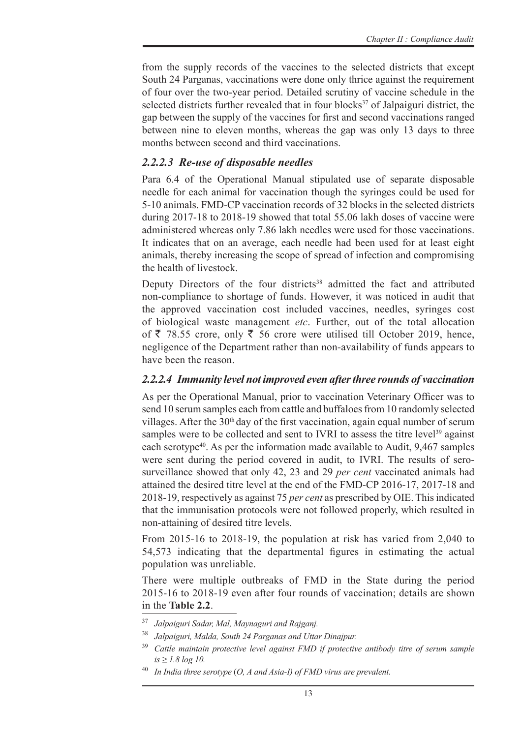from the supply records of the vaccines to the selected districts that except South 24 Parganas, vaccinations were done only thrice against the requirement of four over the two-year period. Detailed scrutiny of vaccine schedule in the selected districts further revealed that in four blocks[37] of Jalpaiguri district, the gap between the supply of the vaccines for first and second vaccinations ranged between nine to eleven months, whereas the gap was only 13 days to three months between second and third vaccinations.

### *2.2.2.3 Re-use of disposable needles*

Para 6.4 of the Operational Manual stipulated use of separate disposable needle for each animal for vaccination though the syringes could be used for 5-10 animals. FMD-CP vaccination records of 32 blocks in the selected districts during 2017-18 to 2018-19 showed that total 55.06 lakh doses of vaccine were administered whereas only 7.86 lakh needles were used for those vaccinations. It indicates that on an average, each needle had been used for at least eight animals, thereby increasing the scope of spread of infection and compromising the health of livestock.

Deputy Directors of the four districts[38] admitted the fact and attributed non-compliance to shortage of funds. However, it was noticed in audit that the approved vaccination cost included vaccines, needles, syringes cost of biological waste management *etc*. Further, out of the total allocation of ₹ 78.55 crore, only ₹ 56 crore were utilised till October 2019, hence, negligence of the Department rather than non-availability of funds appears to have been the reason.

### *2.2.2.4 Immunity level not improved even after three rounds of vaccination*

As per the Operational Manual, prior to vaccination Veterinary Officer was to send 10 serum samples each from cattle and buffaloes from 10 randomly selected villages. After the 30th day of the first vaccination, again equal number of serum samples were to be collected and sent to IVRI to assess the titre level[39] against each serotype[40]. As per the information made available to Audit, 9,467 samples were sent during the period covered in audit, to IVRI. The results of sero-surveillance showed that only 42, 23 and 29 *per cent* vaccinated animals had attained the desired titre level at the end of the FMD-CP 2016-17, 2017-18 and 2018-19, respectively as against 75 *per cent* as prescribed by OIE. This indicated that the immunisation protocols were not followed properly, which resulted in non-attaining of desired titre levels.

From 2015-16 to 2018-19, the population at risk has varied from 2,040 to 54,573 indicating that the departmental figures in estimating the actual population was unreliable.

There were multiple outbreaks of FMD in the State during the period 2015-16 to 2018-19 even after four rounds of vaccination; details are shown in the **Table 2.2**.

---

[37] *Jalpaiguri Sadar, Mal, Maynaguri and Rajganj.*

[38] *Jalpaiguri, Malda, South 24 Parganas and Uttar Dinajpur.*

[39] *Cattle maintain protective level against FMD if protective antibody titre of serum sample is ≥ 1.8 log 10.*

[40] *In India three serotype (O, A and Asia-I) of FMD virus are prevalent.*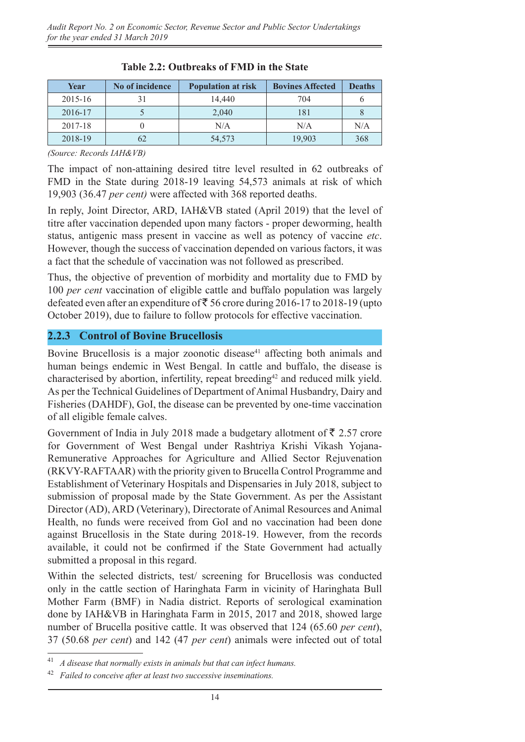**Table 2.2: Outbreaks of FMD in the State**

| Year | No of incidence | Population at risk | Bovines Affected | Deaths |
|---|---|---|---|---|
| 2015-16 | 31 | 14,440 | 704 | 6 |
| 2016-17 | 5 | 2,040 | 181 | 8 |
| 2017-18 | 0 | N/A | N/A | N/A |
| 2018-19 | 62 | 54,573 | 19,903 | 368 |

*(Source: Records IAH&VB)*

The impact of non-attaining desired titre level resulted in 62 outbreaks of FMD in the State during 2018-19 leaving 54,573 animals at risk of which 19,903 (36.47 *per cent)* were affected with 368 reported deaths.

In reply, Joint Director, ARD, IAH&VB stated (April 2019) that the level of titre after vaccination depended upon many factors - proper deworming, health status, antigenic mass present in vaccine as well as potency of vaccine *etc*. However, though the success of vaccination depended on various factors, it was a fact that the schedule of vaccination was not followed as prescribed.

Thus, the objective of prevention of morbidity and mortality due to FMD by 100 *per cent* vaccination of eligible cattle and buffalo population was largely defeated even after an expenditure of ₹ 56 crore during 2016-17 to 2018-19 (upto October 2019), due to failure to follow protocols for effective vaccination.

## 2.2.3 Control of Bovine Brucellosis

Bovine Brucellosis is a major zoonotic disease[41] affecting both animals and human beings endemic in West Bengal. In cattle and buffalo, the disease is characterised by abortion, infertility, repeat breeding[42] and reduced milk yield. As per the Technical Guidelines of Department of Animal Husbandry, Dairy and Fisheries (DAHDF), GoI, the disease can be prevented by one-time vaccination of all eligible female calves.

Government of India in July 2018 made a budgetary allotment of ₹ 2.57 crore for Government of West Bengal under Rashtriya Krishi Vikash Yojana-Remunerative Approaches for Agriculture and Allied Sector Rejuvenation (RKVY-RAFTAAR) with the priority given to Brucella Control Programme and Establishment of Veterinary Hospitals and Dispensaries in July 2018, subject to submission of proposal made by the State Government. As per the Assistant Director (AD), ARD (Veterinary), Directorate of Animal Resources and Animal Health, no funds were received from GoI and no vaccination had been done against Brucellosis in the State during 2018-19. However, from the records available, it could not be confirmed if the State Government had actually submitted a proposal in this regard.

Within the selected districts, test/ screening for Brucellosis was conducted only in the cattle section of Haringhata Farm in vicinity of Haringhata Bull Mother Farm (BMF) in Nadia district. Reports of serological examination done by IAH&VB in Haringhata Farm in 2015, 2017 and 2018, showed large number of Brucella positive cattle. It was observed that 124 (65.60 *per cent*), 37 (50.68 *per cent*) and 142 (47 *per cent*) animals were infected out of total

---

[41] *A disease that normally exists in animals but that can infect humans.*

[42] *Failed to conceive after at least two successive inseminations.*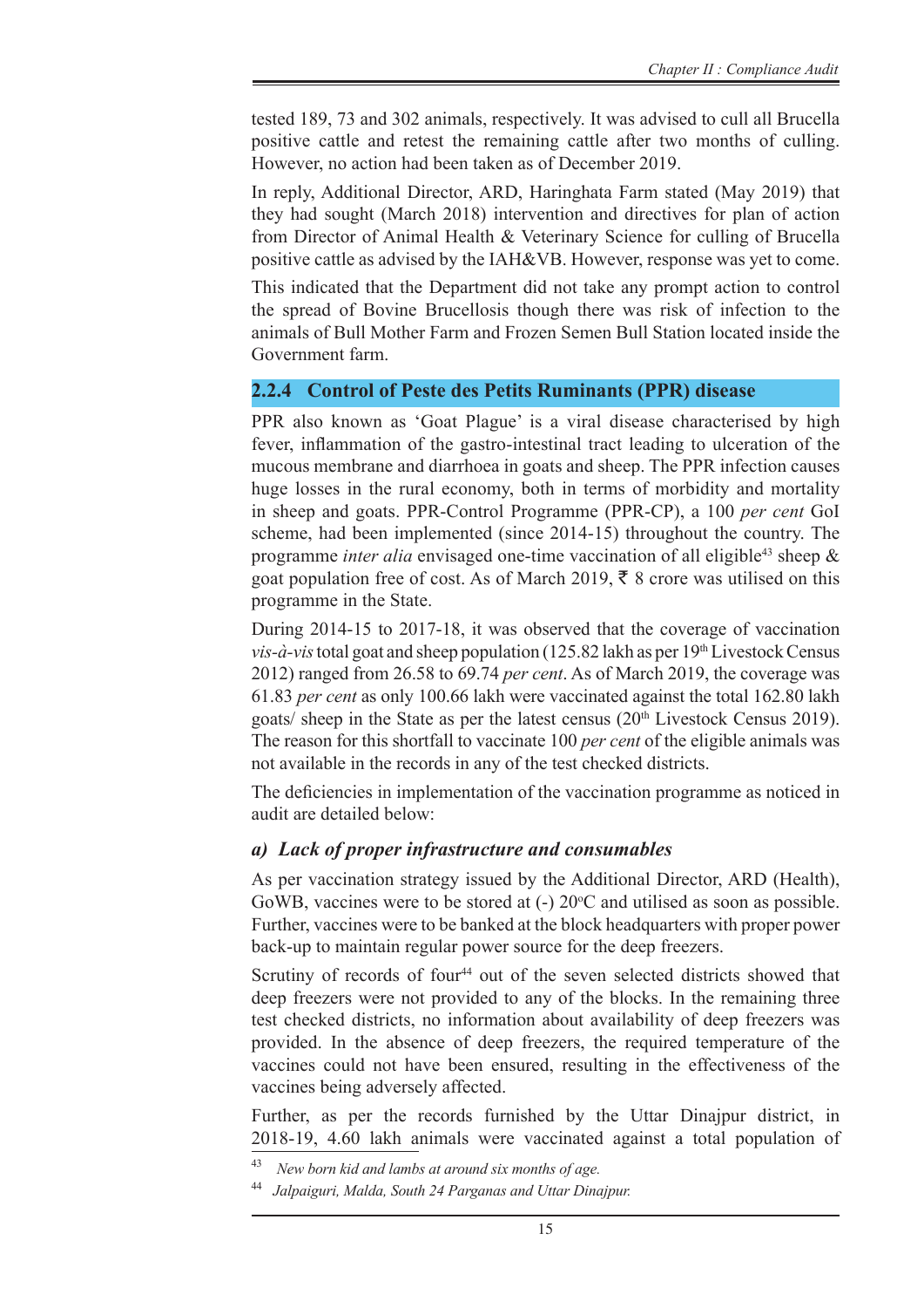tested 189, 73 and 302 animals, respectively. It was advised to cull all Brucella positive cattle and retest the remaining cattle after two months of culling. However, no action had been taken as of December 2019.

In reply, Additional Director, ARD, Haringhata Farm stated (May 2019) that they had sought (March 2018) intervention and directives for plan of action from Director of Animal Health & Veterinary Science for culling of Brucella positive cattle as advised by the IAH&VB. However, response was yet to come.

This indicated that the Department did not take any prompt action to control the spread of Bovine Brucellosis though there was risk of infection to the animals of Bull Mother Farm and Frozen Semen Bull Station located inside the Government farm.

### 2.2.4 Control of Peste des Petits Ruminants (PPR) disease

PPR also known as 'Goat Plague' is a viral disease characterised by high fever, inflammation of the gastro-intestinal tract leading to ulceration of the mucous membrane and diarrhoea in goats and sheep. The PPR infection causes huge losses in the rural economy, both in terms of morbidity and mortality in sheep and goats. PPR-Control Programme (PPR-CP), a 100 *per cent* GoI scheme, had been implemented (since 2014-15) throughout the country. The programme *inter alia* envisaged one-time vaccination of all eligible[43] sheep & goat population free of cost. As of March 2019, ₹ 8 crore was utilised on this programme in the State.

During 2014-15 to 2017-18, it was observed that the coverage of vaccination *vis-à-vis* total goat and sheep population (125.82 lakh as per 19th Livestock Census 2012) ranged from 26.58 to 69.74 *per cent*. As of March 2019, the coverage was 61.83 *per cent* as only 100.66 lakh were vaccinated against the total 162.80 lakh goats/ sheep in the State as per the latest census (20th Livestock Census 2019). The reason for this shortfall to vaccinate 100 *per cent* of the eligible animals was not available in the records in any of the test checked districts.

The deficiencies in implementation of the vaccination programme as noticed in audit are detailed below:

#### *a) Lack of proper infrastructure and consumables*

As per vaccination strategy issued by the Additional Director, ARD (Health), GoWB, vaccines were to be stored at (-) 20°C and utilised as soon as possible. Further, vaccines were to be banked at the block headquarters with proper power back-up to maintain regular power source for the deep freezers.

Scrutiny of records of four[44] out of the seven selected districts showed that deep freezers were not provided to any of the blocks. In the remaining three test checked districts, no information about availability of deep freezers was provided. In the absence of deep freezers, the required temperature of the vaccines could not have been ensured, resulting in the effectiveness of the vaccines being adversely affected.

Further, as per the records furnished by the Uttar Dinajpur district, in 2018-19, 4.60 lakh animals were vaccinated against a total population of

---

[43] *New born kid and lambs at around six months of age.*

[44] *Jalpaiguri, Malda, South 24 Parganas and Uttar Dinajpur.*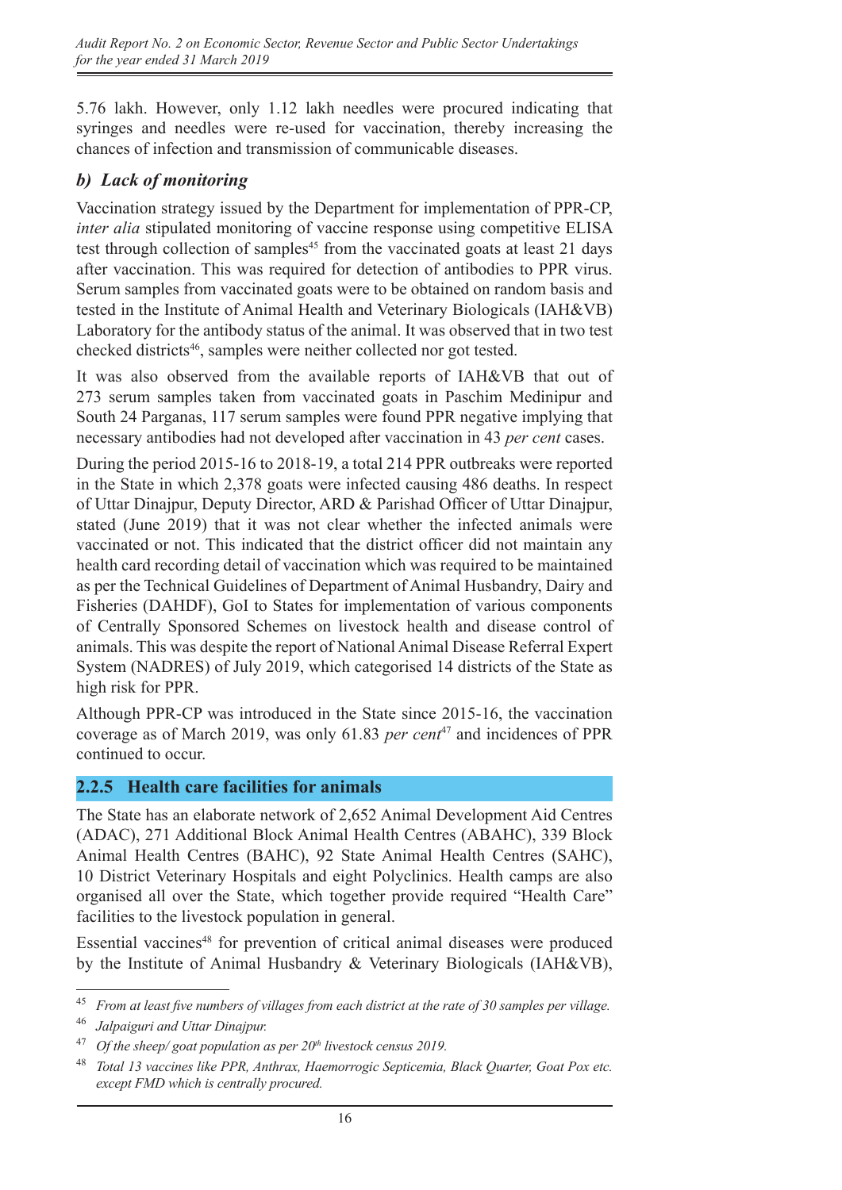5.76 lakh. However, only 1.12 lakh needles were procured indicating that syringes and needles were re-used for vaccination, thereby increasing the chances of infection and transmission of communicable diseases.

### *b) Lack of monitoring*

Vaccination strategy issued by the Department for implementation of PPR-CP, *inter alia* stipulated monitoring of vaccine response using competitive ELISA test through collection of samples[45] from the vaccinated goats at least 21 days after vaccination. This was required for detection of antibodies to PPR virus. Serum samples from vaccinated goats were to be obtained on random basis and tested in the Institute of Animal Health and Veterinary Biologicals (IAH&VB) Laboratory for the antibody status of the animal. It was observed that in two test checked districts[46], samples were neither collected nor got tested.

It was also observed from the available reports of IAH&VB that out of 273 serum samples taken from vaccinated goats in Paschim Medinipur and South 24 Parganas, 117 serum samples were found PPR negative implying that necessary antibodies had not developed after vaccination in 43 *per cent* cases.

During the period 2015-16 to 2018-19, a total 214 PPR outbreaks were reported in the State in which 2,378 goats were infected causing 486 deaths. In respect of Uttar Dinajpur, Deputy Director, ARD & Parishad Officer of Uttar Dinajpur, stated (June 2019) that it was not clear whether the infected animals were vaccinated or not. This indicated that the district officer did not maintain any health card recording detail of vaccination which was required to be maintained as per the Technical Guidelines of Department of Animal Husbandry, Dairy and Fisheries (DAHDF), GoI to States for implementation of various components of Centrally Sponsored Schemes on livestock health and disease control of animals. This was despite the report of National Animal Disease Referral Expert System (NADRES) of July 2019, which categorised 14 districts of the State as high risk for PPR.

Although PPR-CP was introduced in the State since 2015-16, the vaccination coverage as of March 2019, was only 61.83 *per cent*[47] and incidences of PPR continued to occur.

## 2.2.5 Health care facilities for animals

The State has an elaborate network of 2,652 Animal Development Aid Centres (ADAC), 271 Additional Block Animal Health Centres (ABAHC), 339 Block Animal Health Centres (BAHC), 92 State Animal Health Centres (SAHC), 10 District Veterinary Hospitals and eight Polyclinics. Health camps are also organised all over the State, which together provide required "Health Care" facilities to the livestock population in general.

Essential vaccines[48] for prevention of critical animal diseases were produced by the Institute of Animal Husbandry & Veterinary Biologicals (IAH&VB),

---

[45] *From at least five numbers of villages from each district at the rate of 30 samples per village.*

[46] *Jalpaiguri and Uttar Dinajpur.*

[47] *Of the sheep/ goat population as per 20th livestock census 2019.*

[48] *Total 13 vaccines like PPR, Anthrax, Haemorrogic Septicemia, Black Quarter, Goat Pox etc. except FMD which is centrally procured.*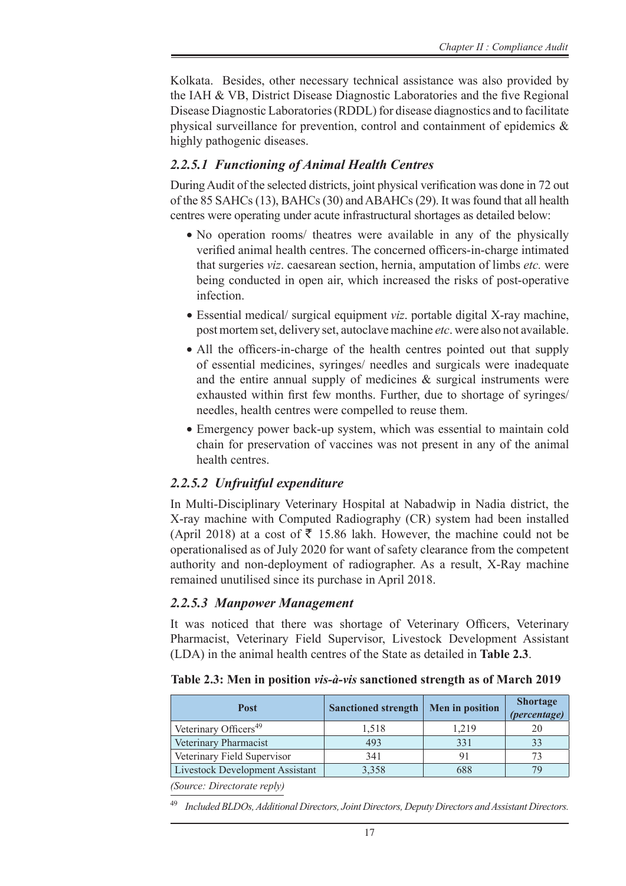Kolkata. Besides, other necessary technical assistance was also provided by the IAH & VB, District Disease Diagnostic Laboratories and the five Regional Disease Diagnostic Laboratories (RDDL) for disease diagnostics and to facilitate physical surveillance for prevention, control and containment of epidemics & highly pathogenic diseases.

### *2.2.5.1 Functioning of Animal Health Centres*

During Audit of the selected districts, joint physical verification was done in 72 out of the 85 SAHCs (13), BAHCs (30) and ABAHCs (29). It was found that all health centres were operating under acute infrastructural shortages as detailed below:

- No operation rooms/ theatres were available in any of the physically verified animal health centres. The concerned officers-in-charge intimated that surgeries *viz*. caesarean section, hernia, amputation of limbs *etc.* were being conducted in open air, which increased the risks of post-operative infection.
- Essential medical/ surgical equipment *viz*. portable digital X-ray machine, post mortem set, delivery set, autoclave machine *etc*. were also not available.
- All the officers-in-charge of the health centres pointed out that supply of essential medicines, syringes/ needles and surgicals were inadequate and the entire annual supply of medicines & surgical instruments were exhausted within first few months. Further, due to shortage of syringes/ needles, health centres were compelled to reuse them.
- Emergency power back-up system, which was essential to maintain cold chain for preservation of vaccines was not present in any of the animal health centres.

### *2.2.5.2 Unfruitful expenditure*

In Multi-Disciplinary Veterinary Hospital at Nabadwip in Nadia district, the X-ray machine with Computed Radiography (CR) system had been installed (April 2018) at a cost of ₹ 15.86 lakh. However, the machine could not be operationalised as of July 2020 for want of safety clearance from the competent authority and non-deployment of radiographer. As a result, X-Ray machine remained unutilised since its purchase in April 2018.

### *2.2.5.3 Manpower Management*

It was noticed that there was shortage of Veterinary Officers, Veterinary Pharmacist, Veterinary Field Supervisor, Livestock Development Assistant (LDA) in the animal health centres of the State as detailed in **Table 2.3**.

**Table 2.3: Men in position *vis-à-vis* sanctioned strength as of March 2019**

| Post | Sanctioned strength | Men in position | Shortage *(percentage)* |
|---|---|---|---|
| Veterinary Officers[49] | 1,518 | 1,219 | 20 |
| Veterinary Pharmacist | 493 | 331 | 33 |
| Veterinary Field Supervisor | 341 | 91 | 73 |
| Livestock Development Assistant | 3,358 | 688 | 79 |

*(Source: Directorate reply)*

[49] *Included BLDOs, Additional Directors, Joint Directors, Deputy Directors and Assistant Directors.*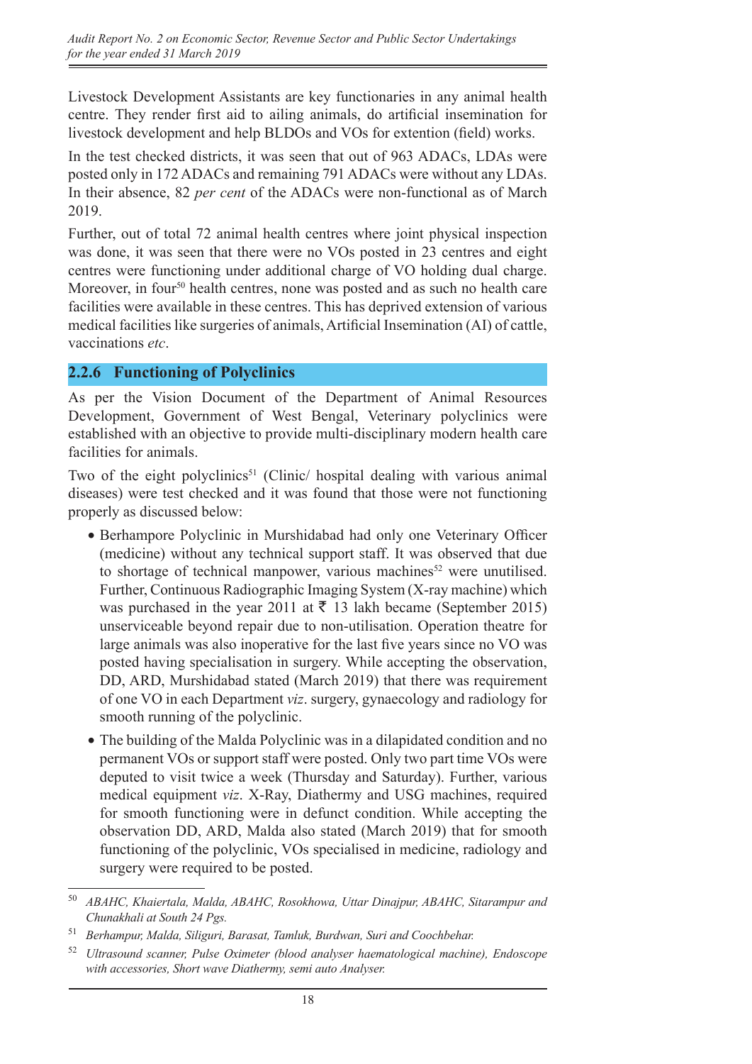Livestock Development Assistants are key functionaries in any animal health centre. They render first aid to ailing animals, do artificial insemination for livestock development and help BLDOs and VOs for extention (field) works.

In the test checked districts, it was seen that out of 963 ADACs, LDAs were posted only in 172 ADACs and remaining 791 ADACs were without any LDAs. In their absence, 82 *per cent* of the ADACs were non-functional as of March 2019.

Further, out of total 72 animal health centres where joint physical inspection was done, it was seen that there were no VOs posted in 23 centres and eight centres were functioning under additional charge of VO holding dual charge. Moreover, in four[50] health centres, none was posted and as such no health care facilities were available in these centres. This has deprived extension of various medical facilities like surgeries of animals, Artificial Insemination (AI) of cattle, vaccinations *etc*.

### 2.2.6 Functioning of Polyclinics

As per the Vision Document of the Department of Animal Resources Development, Government of West Bengal, Veterinary polyclinics were established with an objective to provide multi-disciplinary modern health care facilities for animals.

Two of the eight polyclinics[51] (Clinic/ hospital dealing with various animal diseases) were test checked and it was found that those were not functioning properly as discussed below:

- Berhampore Polyclinic in Murshidabad had only one Veterinary Officer (medicine) without any technical support staff. It was observed that due to shortage of technical manpower, various machines[52] were unutilised. Further, Continuous Radiographic Imaging System (X-ray machine) which was purchased in the year 2011 at ₹ 13 lakh became (September 2015) unserviceable beyond repair due to non-utilisation. Operation theatre for large animals was also inoperative for the last five years since no VO was posted having specialisation in surgery. While accepting the observation, DD, ARD, Murshidabad stated (March 2019) that there was requirement of one VO in each Department *viz*. surgery, gynaecology and radiology for smooth running of the polyclinic.
- The building of the Malda Polyclinic was in a dilapidated condition and no permanent VOs or support staff were posted. Only two part time VOs were deputed to visit twice a week (Thursday and Saturday). Further, various medical equipment *viz*. X-Ray, Diathermy and USG machines, required for smooth functioning were in defunct condition. While accepting the observation DD, ARD, Malda also stated (March 2019) that for smooth functioning of the polyclinic, VOs specialised in medicine, radiology and surgery were required to be posted.

---

[50] *ABAHC, Khaiertala, Malda, ABAHC, Rosokhowa, Uttar Dinajpur, ABAHC, Sitarampur and Chunakhali at South 24 Pgs.*

[51] *Berhampur, Malda, Siliguri, Barasat, Tamluk, Burdwan, Suri and Coochbehar.*

[52] *Ultrasound scanner, Pulse Oximeter (blood analyser haematological machine), Endoscope with accessories, Short wave Diathermy, semi auto Analyser.*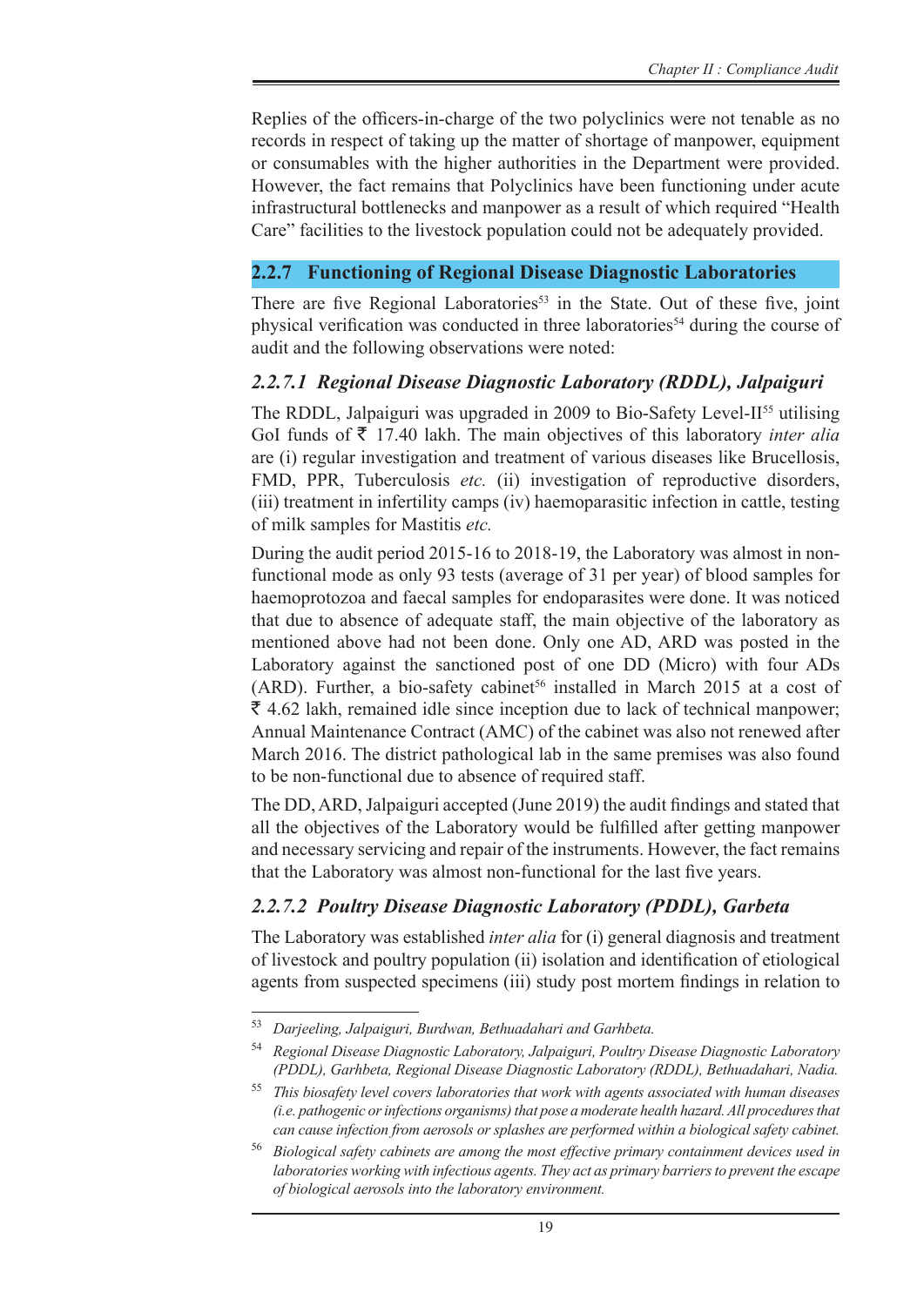Replies of the officers-in-charge of the two polyclinics were not tenable as no records in respect of taking up the matter of shortage of manpower, equipment or consumables with the higher authorities in the Department were provided. However, the fact remains that Polyclinics have been functioning under acute infrastructural bottlenecks and manpower as a result of which required "Health Care" facilities to the livestock population could not be adequately provided.

## 2.2.7 Functioning of Regional Disease Diagnostic Laboratories

There are five Regional Laboratories[53] in the State. Out of these five, joint physical verification was conducted in three laboratories[54] during the course of audit and the following observations were noted:

### *2.2.7.1 Regional Disease Diagnostic Laboratory (RDDL), Jalpaiguri*

The RDDL, Jalpaiguri was upgraded in 2009 to Bio-Safety Level-II[55] utilising GoI funds of ₹ 17.40 lakh. The main objectives of this laboratory *inter alia* are (i) regular investigation and treatment of various diseases like Brucellosis, FMD, PPR, Tuberculosis *etc.* (ii) investigation of reproductive disorders, (iii) treatment in infertility camps (iv) haemoparasitic infection in cattle, testing of milk samples for Mastitis *etc.*

During the audit period 2015-16 to 2018-19, the Laboratory was almost in non-functional mode as only 93 tests (average of 31 per year) of blood samples for haemoprotozoa and faecal samples for endoparasites were done. It was noticed that due to absence of adequate staff, the main objective of the laboratory as mentioned above had not been done. Only one AD, ARD was posted in the Laboratory against the sanctioned post of one DD (Micro) with four ADs (ARD). Further, a bio-safety cabinet[56] installed in March 2015 at a cost of ₹ 4.62 lakh, remained idle since inception due to lack of technical manpower; Annual Maintenance Contract (AMC) of the cabinet was also not renewed after March 2016. The district pathological lab in the same premises was also found to be non-functional due to absence of required staff.

The DD, ARD, Jalpaiguri accepted (June 2019) the audit findings and stated that all the objectives of the Laboratory would be fulfilled after getting manpower and necessary servicing and repair of the instruments. However, the fact remains that the Laboratory was almost non-functional for the last five years.

### *2.2.7.2 Poultry Disease Diagnostic Laboratory (PDDL), Garbeta*

The Laboratory was established *inter alia* for (i) general diagnosis and treatment of livestock and poultry population (ii) isolation and identification of etiological agents from suspected specimens (iii) study post mortem findings in relation to

---

[53] *Darjeeling, Jalpaiguri, Burdwan, Bethuadahari and Garhbeta.*

[54] *Regional Disease Diagnostic Laboratory, Jalpaiguri, Poultry Disease Diagnostic Laboratory (PDDL), Garhbeta, Regional Disease Diagnostic Laboratory (RDDL), Bethuadahari, Nadia.*

[55] *This biosafety level covers laboratories that work with agents associated with human diseases (i.e. pathogenic or infections organisms) that pose a moderate health hazard. All procedures that can cause infection from aerosols or splashes are performed within a biological safety cabinet.*

[56] *Biological safety cabinets are among the most effective primary containment devices used in laboratories working with infectious agents. They act as primary barriers to prevent the escape of biological aerosols into the laboratory environment.*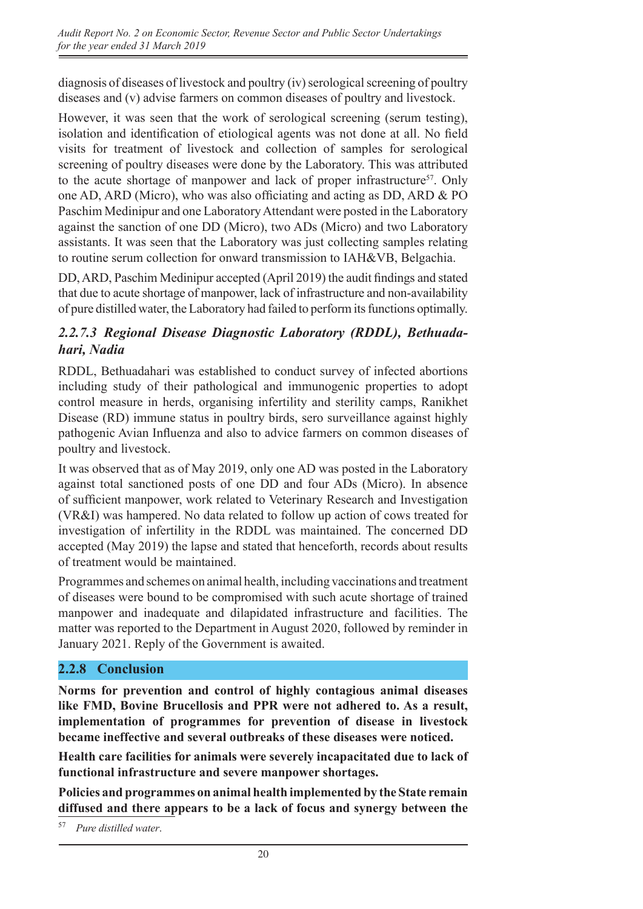diagnosis of diseases of livestock and poultry (iv) serological screening of poultry diseases and (v) advise farmers on common diseases of poultry and livestock.

However, it was seen that the work of serological screening (serum testing), isolation and identification of etiological agents was not done at all. No field visits for treatment of livestock and collection of samples for serological screening of poultry diseases were done by the Laboratory. This was attributed to the acute shortage of manpower and lack of proper infrastructure[57]. Only one AD, ARD (Micro), who was also officiating and acting as DD, ARD & PO Paschim Medinipur and one Laboratory Attendant were posted in the Laboratory against the sanction of one DD (Micro), two ADs (Micro) and two Laboratory assistants. It was seen that the Laboratory was just collecting samples relating to routine serum collection for onward transmission to IAH&VB, Belgachia.

DD, ARD, Paschim Medinipur accepted (April 2019) the audit findings and stated that due to acute shortage of manpower, lack of infrastructure and non-availability of pure distilled water, the Laboratory had failed to perform its functions optimally.

### *2.2.7.3 Regional Disease Diagnostic Laboratory (RDDL), Bethuadahari, Nadia*

RDDL, Bethuadahari was established to conduct survey of infected abortions including study of their pathological and immunogenic properties to adopt control measure in herds, organising infertility and sterility camps, Ranikhet Disease (RD) immune status in poultry birds, sero surveillance against highly pathogenic Avian Influenza and also to advice farmers on common diseases of poultry and livestock.

It was observed that as of May 2019, only one AD was posted in the Laboratory against total sanctioned posts of one DD and four ADs (Micro). In absence of sufficient manpower, work related to Veterinary Research and Investigation (VR&I) was hampered. No data related to follow up action of cows treated for investigation of infertility in the RDDL was maintained. The concerned DD accepted (May 2019) the lapse and stated that henceforth, records about results of treatment would be maintained.

Programmes and schemes on animal health, including vaccinations and treatment of diseases were bound to be compromised with such acute shortage of trained manpower and inadequate and dilapidated infrastructure and facilities. The matter was reported to the Department in August 2020, followed by reminder in January 2021. Reply of the Government is awaited.

## 2.2.8 Conclusion

**Norms for prevention and control of highly contagious animal diseases like FMD, Bovine Brucellosis and PPR were not adhered to. As a result, implementation of programmes for prevention of disease in livestock became ineffective and several outbreaks of these diseases were noticed.**

**Health care facilities for animals were severely incapacitated due to lack of functional infrastructure and severe manpower shortages.**

**Policies and programmes on animal health implemented by the State remain diffused and there appears to be a lack of focus and synergy between the**

[57] *Pure distilled water.*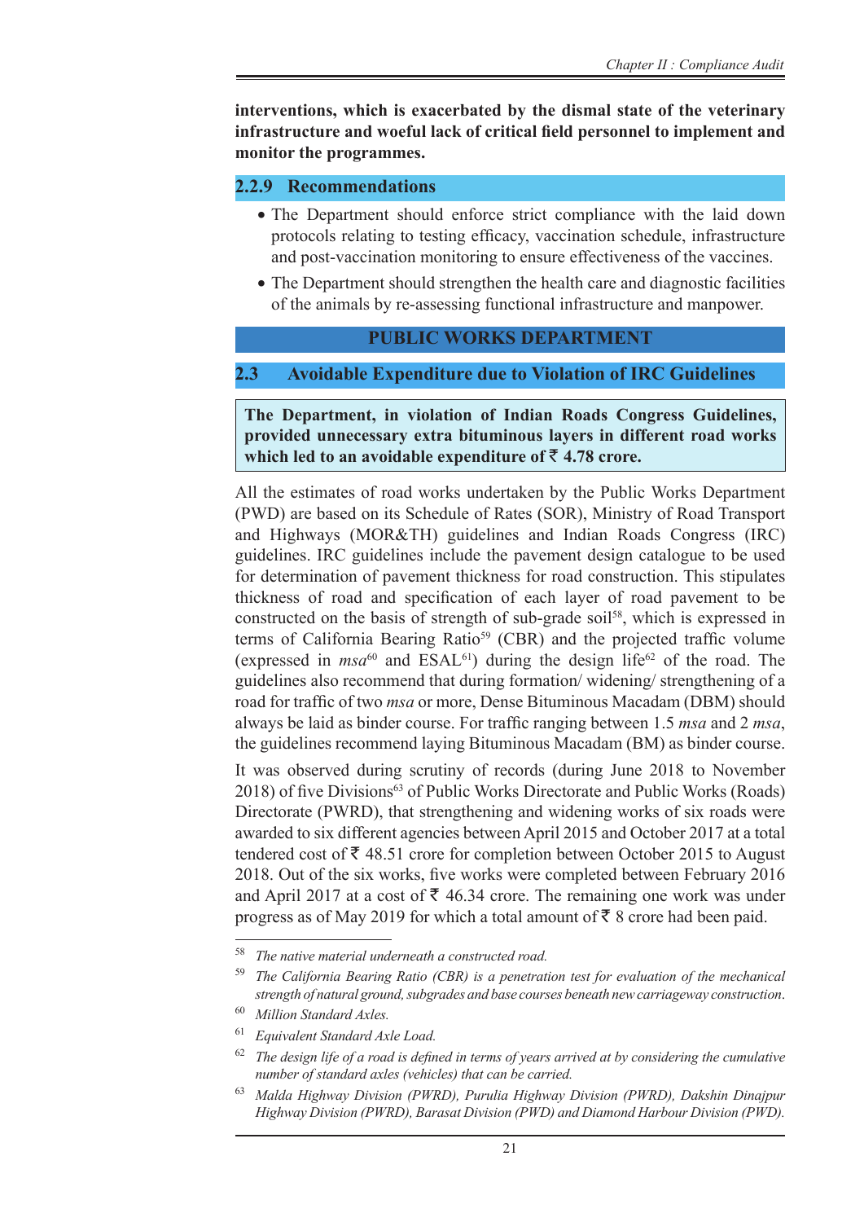**interventions, which is exacerbated by the dismal state of the veterinary infrastructure and woeful lack of critical field personnel to implement and monitor the programmes.**

### 2.2.9 Recommendations

- The Department should enforce strict compliance with the laid down protocols relating to testing efficacy, vaccination schedule, infrastructure and post-vaccination monitoring to ensure effectiveness of the vaccines.
- The Department should strengthen the health care and diagnostic facilities of the animals by re-assessing functional infrastructure and manpower.

## PUBLIC WORKS DEPARTMENT

### 2.3 Avoidable Expenditure due to Violation of IRC Guidelines

**The Department, in violation of Indian Roads Congress Guidelines, provided unnecessary extra bituminous layers in different road works which led to an avoidable expenditure of ₹ 4.78 crore.**

All the estimates of road works undertaken by the Public Works Department (PWD) are based on its Schedule of Rates (SOR), Ministry of Road Transport and Highways (MOR&TH) guidelines and Indian Roads Congress (IRC) guidelines. IRC guidelines include the pavement design catalogue to be used for determination of pavement thickness for road construction. This stipulates thickness of road and specification of each layer of road pavement to be constructed on the basis of strength of sub-grade soil[58], which is expressed in terms of California Bearing Ratio[59] (CBR) and the projected traffic volume (expressed in *msa*[60] and ESAL[61]) during the design life[62] of the road. The guidelines also recommend that during formation/ widening/ strengthening of a road for traffic of two *msa* or more, Dense Bituminous Macadam (DBM) should always be laid as binder course. For traffic ranging between 1.5 *msa* and 2 *msa*, the guidelines recommend laying Bituminous Macadam (BM) as binder course.

It was observed during scrutiny of records (during June 2018 to November 2018) of five Divisions[63] of Public Works Directorate and Public Works (Roads) Directorate (PWRD), that strengthening and widening works of six roads were awarded to six different agencies between April 2015 and October 2017 at a total tendered cost of ₹ 48.51 crore for completion between October 2015 to August 2018. Out of the six works, five works were completed between February 2016 and April 2017 at a cost of ₹ 46.34 crore. The remaining one work was under progress as of May 2019 for which a total amount of ₹ 8 crore had been paid.

---

[58] *The native material underneath a constructed road.*

[59] *The California Bearing Ratio (CBR) is a penetration test for evaluation of the mechanical strength of natural ground, subgrades and base courses beneath new carriageway construction.*

[60] *Million Standard Axles.*

[61] *Equivalent Standard Axle Load.*

[62] *The design life of a road is defined in terms of years arrived at by considering the cumulative number of standard axles (vehicles) that can be carried.*

[63] *Malda Highway Division (PWRD), Purulia Highway Division (PWRD), Dakshin Dinajpur Highway Division (PWRD), Barasat Division (PWD) and Diamond Harbour Division (PWD).*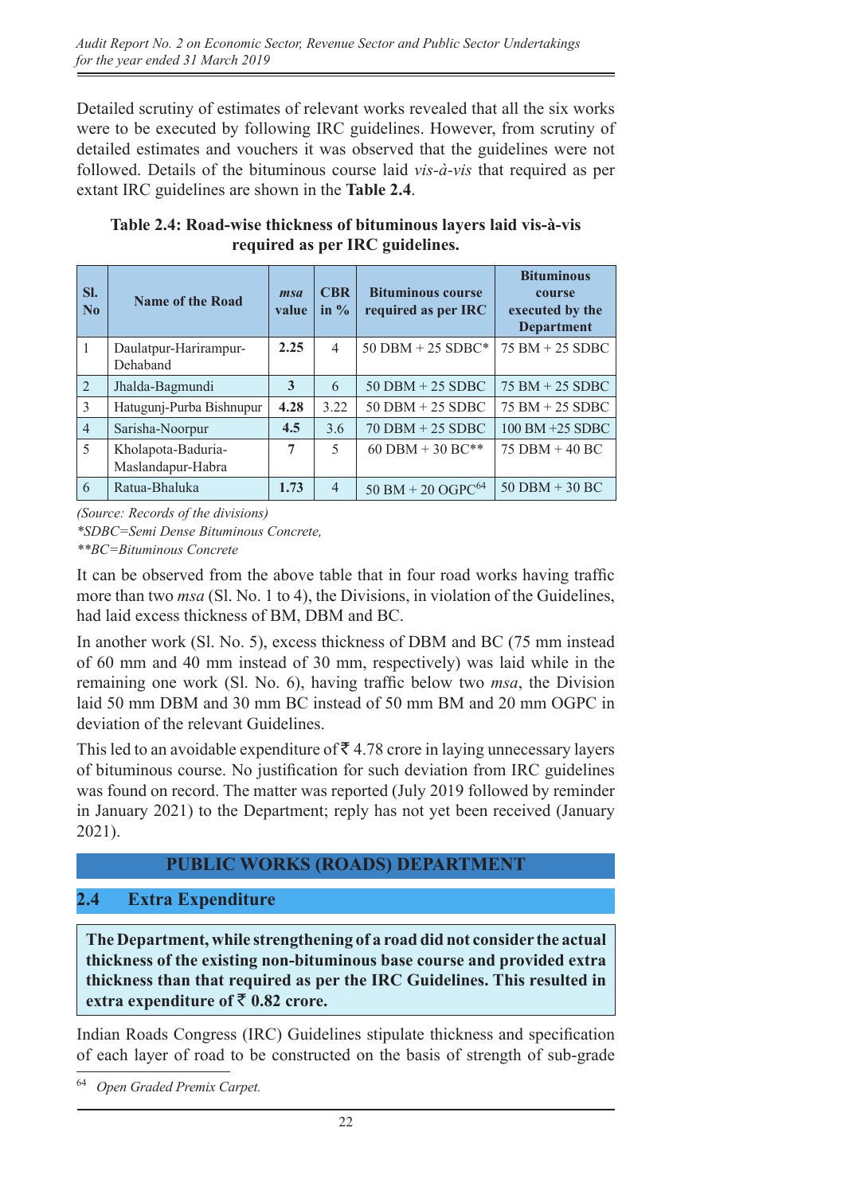Detailed scrutiny of estimates of relevant works revealed that all the six works were to be executed by following IRC guidelines. However, from scrutiny of detailed estimates and vouchers it was observed that the guidelines were not followed. Details of the bituminous course laid *vis-à-vis* that required as per extant IRC guidelines are shown in the **Table 2.4**.

**Table 2.4: Road-wise thickness of bituminous layers laid vis-à-vis required as per IRC guidelines.**

| Sl. No | Name of the Road | *msa* value | CBR in % | Bituminous course required as per IRC | Bituminous course executed by the Department |
|---|---|---|---|---|---|
| 1 | Daulatpur-Harirampur-Dehaband | **2.25** | 4 | 50 DBM + 25 SDBC* | 75 BM + 25 SDBC |
| 2 | Jhalda-Bagmundi | **3** | 6 | 50 DBM + 25 SDBC | 75 BM + 25 SDBC |
| 3 | Hatugunj-Purba Bishnupur | **4.28** | 3.22 | 50 DBM + 25 SDBC | 75 BM + 25 SDBC |
| 4 | Sarisha-Noorpur | **4.5** | 3.6 | 70 DBM + 25 SDBC | 100 BM +25 SDBC |
| 5 | Kholapota-Baduria-Maslandapur-Habra | **7** | 5 | 60 DBM + 30 BC** | 75 DBM + 40 BC |
| 6 | Ratua-Bhaluka | **1.73** | 4 | 50 BM + 20 OGPC[64] | 50 DBM + 30 BC |

*(Source: Records of the divisions)*
**SDBC=Semi Dense Bituminous Concrete,*
***BC=Bituminous Concrete*

It can be observed from the above table that in four road works having traffic more than two *msa* (Sl. No. 1 to 4), the Divisions, in violation of the Guidelines, had laid excess thickness of BM, DBM and BC.

In another work (Sl. No. 5), excess thickness of DBM and BC (75 mm instead of 60 mm and 40 mm instead of 30 mm, respectively) was laid while in the remaining one work (Sl. No. 6), having traffic below two *msa*, the Division laid 50 mm DBM and 30 mm BC instead of 50 mm BM and 20 mm OGPC in deviation of the relevant Guidelines.

This led to an avoidable expenditure of ₹ 4.78 crore in laying unnecessary layers of bituminous course. No justification for such deviation from IRC guidelines was found on record. The matter was reported (July 2019 followed by reminder in January 2021) to the Department; reply has not yet been received (January 2021).

## PUBLIC WORKS (ROADS) DEPARTMENT

## 2.4 Extra Expenditure

**The Department, while strengthening of a road did not consider the actual thickness of the existing non-bituminous base course and provided extra thickness than that required as per the IRC Guidelines. This resulted in extra expenditure of ₹ 0.82 crore.**

Indian Roads Congress (IRC) Guidelines stipulate thickness and specification of each layer of road to be constructed on the basis of strength of sub-grade

[64] *Open Graded Premix Carpet.*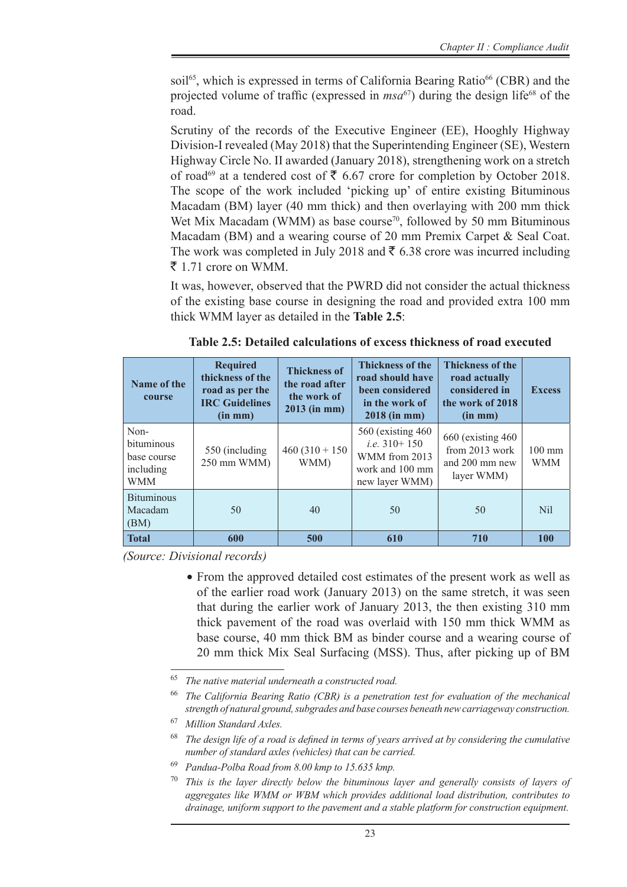soil[65], which is expressed in terms of California Bearing Ratio[66] (CBR) and the projected volume of traffic (expressed in *msa*[67]) during the design life[68] of the road.

Scrutiny of the records of the Executive Engineer (EE), Hooghly Highway Division-I revealed (May 2018) that the Superintending Engineer (SE), Western Highway Circle No. II awarded (January 2018), strengthening work on a stretch of road[69] at a tendered cost of ₹ 6.67 crore for completion by October 2018. The scope of the work included 'picking up' of entire existing Bituminous Macadam (BM) layer (40 mm thick) and then overlaying with 200 mm thick Wet Mix Macadam (WMM) as base course[70], followed by 50 mm Bituminous Macadam (BM) and a wearing course of 20 mm Premix Carpet & Seal Coat. The work was completed in July 2018 and ₹ 6.38 crore was incurred including ₹ 1.71 crore on WMM.

It was, however, observed that the PWRD did not consider the actual thickness of the existing base course in designing the road and provided extra 100 mm thick WMM layer as detailed in the **Table 2.5**:

**Table 2.5: Detailed calculations of excess thickness of road executed**

| Name of the course | Required thickness of the road as per the IRC Guidelines (in mm) | Thickness of the road after the work of 2013 (in mm) | Thickness of the road should have been considered in the work of 2018 (in mm) | Thickness of the road actually considered in the work of 2018 (in mm) | Excess |
|---|---|---|---|---|---|
| Non-bituminous base course including WMM | 550 (including 250 mm WMM) | 460 (310 + 150 WMM) | 560 (existing 460 *i.e.* 310+ 150 WMM from 2013 work and 100 mm new layer WMM) | 660 (existing 460 from 2013 work and 200 mm new layer WMM) | 100 mm WMM |
| Bituminous Macadam (BM) | 50 | 40 | 50 | 50 | Nil |
| **Total** | **600** | **500** | **610** | **710** | **100** |

*(Source: Divisional records)*

- From the approved detailed cost estimates of the present work as well as of the earlier road work (January 2013) on the same stretch, it was seen that during the earlier work of January 2013, the then existing 310 mm thick pavement of the road was overlaid with 150 mm thick WMM as base course, 40 mm thick BM as binder course and a wearing course of 20 mm thick Mix Seal Surfacing (MSS). Thus, after picking up of BM

---

[65] *The native material underneath a constructed road.*

[66] *The California Bearing Ratio (CBR) is a penetration test for evaluation of the mechanical strength of natural ground, subgrades and base courses beneath new carriageway construction.*

[67] *Million Standard Axles.*

[68] *The design life of a road is defined in terms of years arrived at by considering the cumulative number of standard axles (vehicles) that can be carried.*

[69] *Pandua-Polba Road from 8.00 kmp to 15.635 kmp.*

[70] *This is the layer directly below the bituminous layer and generally consists of layers of aggregates like WMM or WBM which provides additional load distribution, contributes to drainage, uniform support to the pavement and a stable platform for construction equipment.*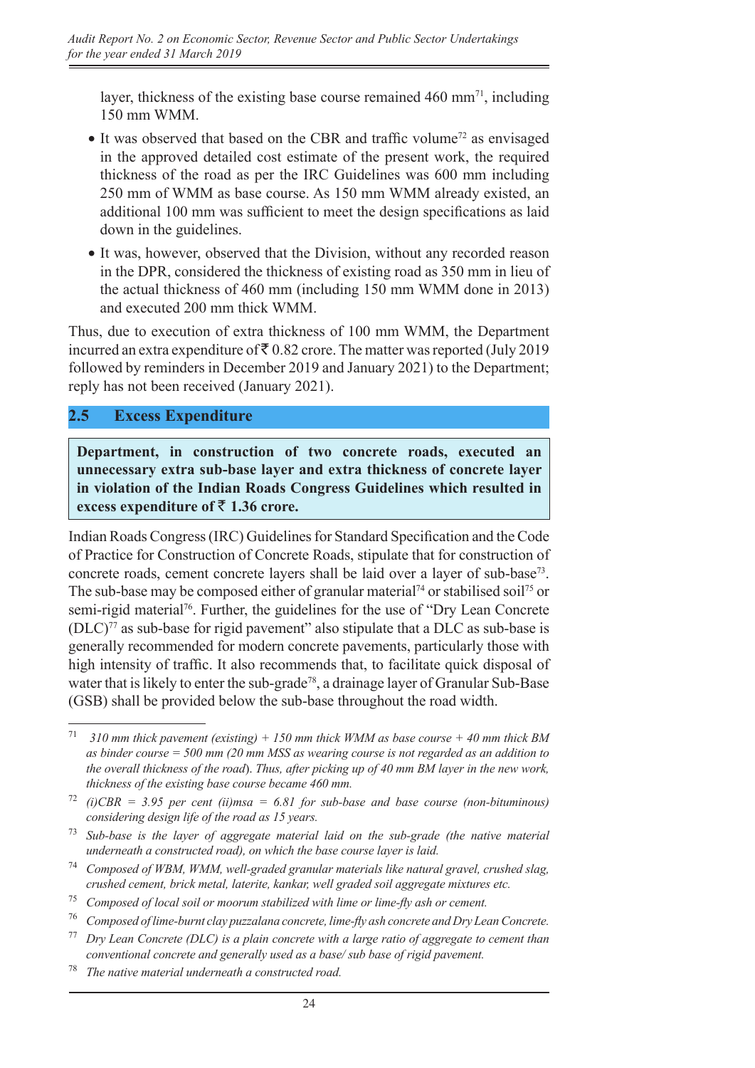layer, thickness of the existing base course remained 460 mm[71], including 150 mm WMM.

- It was observed that based on the CBR and traffic volume[72] as envisaged in the approved detailed cost estimate of the present work, the required thickness of the road as per the IRC Guidelines was 600 mm including 250 mm of WMM as base course. As 150 mm WMM already existed, an additional 100 mm was sufficient to meet the design specifications as laid down in the guidelines.
- It was, however, observed that the Division, without any recorded reason in the DPR, considered the thickness of existing road as 350 mm in lieu of the actual thickness of 460 mm (including 150 mm WMM done in 2013) and executed 200 mm thick WMM.

Thus, due to execution of extra thickness of 100 mm WMM, the Department incurred an extra expenditure of ₹ 0.82 crore. The matter was reported (July 2019 followed by reminders in December 2019 and January 2021) to the Department; reply has not been received (January 2021).

## 2.5 Excess Expenditure

**Department, in construction of two concrete roads, executed an unnecessary extra sub-base layer and extra thickness of concrete layer in violation of the Indian Roads Congress Guidelines which resulted in excess expenditure of ₹ 1.36 crore.**

Indian Roads Congress (IRC) Guidelines for Standard Specification and the Code of Practice for Construction of Concrete Roads, stipulate that for construction of concrete roads, cement concrete layers shall be laid over a layer of sub-base[73]. The sub-base may be composed either of granular material[74] or stabilised soil[75] or semi-rigid material[76]. Further, the guidelines for the use of "Dry Lean Concrete (DLC)[77] as sub-base for rigid pavement" also stipulate that a DLC as sub-base is generally recommended for modern concrete pavements, particularly those with high intensity of traffic. It also recommends that, to facilitate quick disposal of water that is likely to enter the sub-grade[78], a drainage layer of Granular Sub-Base (GSB) shall be provided below the sub-base throughout the road width.

---

[71] *310 mm thick pavement (existing) + 150 mm thick WMM as base course + 40 mm thick BM as binder course = 500 mm (20 mm MSS as wearing course is not regarded as an addition to the overall thickness of the road). Thus, after picking up of 40 mm BM layer in the new work, thickness of the existing base course became 460 mm.*

[72] *(i)CBR = 3.95 per cent (ii)msa = 6.81 for sub-base and base course (non-bituminous) considering design life of the road as 15 years.*

[73] *Sub-base is the layer of aggregate material laid on the sub-grade (the native material underneath a constructed road), on which the base course layer is laid.*

[74] *Composed of WBM, WMM, well-graded granular materials like natural gravel, crushed slag, crushed cement, brick metal, laterite, kankar, well graded soil aggregate mixtures etc.*

[75] *Composed of local soil or moorum stabilized with lime or lime-fly ash or cement.*

[76] *Composed of lime-burnt clay puzzalana concrete, lime-fly ash concrete and Dry Lean Concrete.*

[77] *Dry Lean Concrete (DLC) is a plain concrete with a large ratio of aggregate to cement than conventional concrete and generally used as a base/ sub base of rigid pavement.*

[78] *The native material underneath a constructed road.*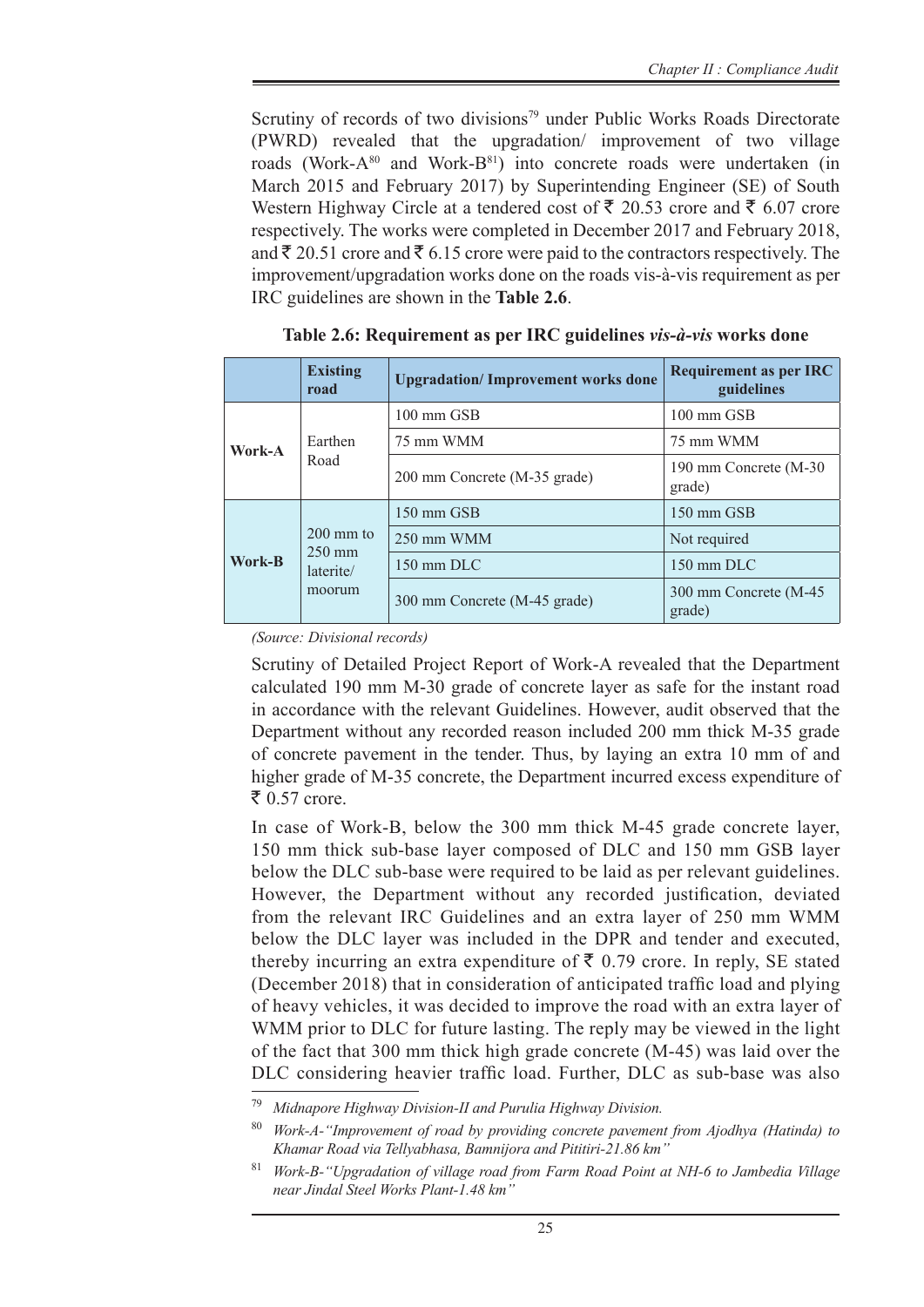Scrutiny of records of two divisions[79] under Public Works Roads Directorate (PWRD) revealed that the upgradation/ improvement of two village roads (Work-A[80] and Work-B[81]) into concrete roads were undertaken (in March 2015 and February 2017) by Superintending Engineer (SE) of South Western Highway Circle at a tendered cost of ₹ 20.53 crore and ₹ 6.07 crore respectively. The works were completed in December 2017 and February 2018, and ₹ 20.51 crore and ₹ 6.15 crore were paid to the contractors respectively. The improvement/upgradation works done on the roads vis-à-vis requirement as per IRC guidelines are shown in the **Table 2.6**.

**Table 2.6: Requirement as per IRC guidelines *vis-à-vis* works done**

| | Existing road | Upgradation/ Improvement works done | Requirement as per IRC guidelines |
|---|---|---|---|
| **Work-A** | Earthen Road | 100 mm GSB | 100 mm GSB |
| | | 75 mm WMM | 75 mm WMM |
| | | 200 mm Concrete (M-35 grade) | 190 mm Concrete (M-30 grade) |
| **Work-B** | 200 mm to 250 mm laterite/ moorum | 150 mm GSB | 150 mm GSB |
| | | 250 mm WMM | Not required |
| | | 150 mm DLC | 150 mm DLC |
| | | 300 mm Concrete (M-45 grade) | 300 mm Concrete (M-45 grade) |

*(Source: Divisional records)*

Scrutiny of Detailed Project Report of Work-A revealed that the Department calculated 190 mm M-30 grade of concrete layer as safe for the instant road in accordance with the relevant Guidelines. However, audit observed that the Department without any recorded reason included 200 mm thick M-35 grade of concrete pavement in the tender. Thus, by laying an extra 10 mm of and higher grade of M-35 concrete, the Department incurred excess expenditure of ₹ 0.57 crore.

In case of Work-B, below the 300 mm thick M-45 grade concrete layer, 150 mm thick sub-base layer composed of DLC and 150 mm GSB layer below the DLC sub-base were required to be laid as per relevant guidelines. However, the Department without any recorded justification, deviated from the relevant IRC Guidelines and an extra layer of 250 mm WMM below the DLC layer was included in the DPR and tender and executed, thereby incurring an extra expenditure of ₹ 0.79 crore. In reply, SE stated (December 2018) that in consideration of anticipated traffic load and plying of heavy vehicles, it was decided to improve the road with an extra layer of WMM prior to DLC for future lasting. The reply may be viewed in the light of the fact that 300 mm thick high grade concrete (M-45) was laid over the DLC considering heavier traffic load. Further, DLC as sub-base was also

---

[79] *Midnapore Highway Division-II and Purulia Highway Division.*

[80] *Work-A-"Improvement of road by providing concrete pavement from Ajodhya (Hatinda) to Khamar Road via Tellyabhasa, Bamnijora and Pititiri-21.86 km"*

[81] *Work-B-"Upgradation of village road from Farm Road Point at NH-6 to Jambedia Village near Jindal Steel Works Plant-1.48 km"*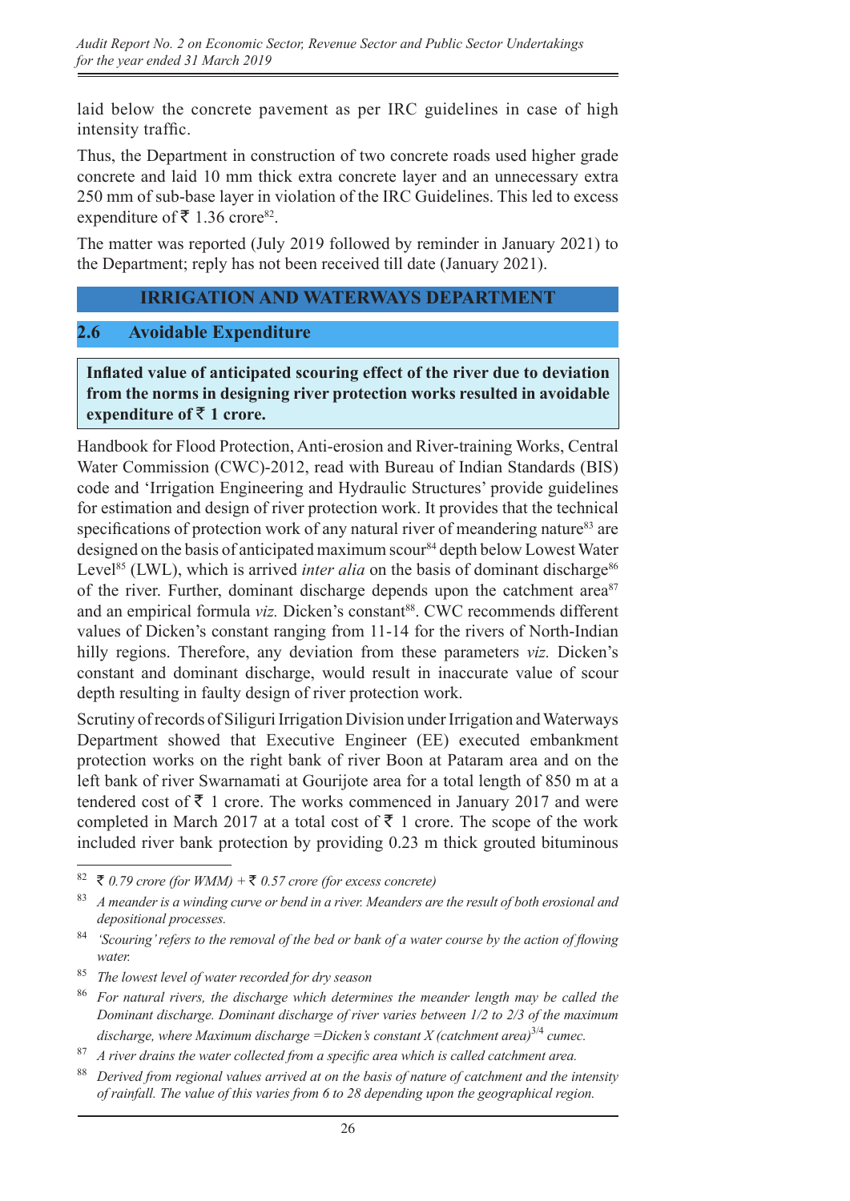laid below the concrete pavement as per IRC guidelines in case of high intensity traffic.

Thus, the Department in construction of two concrete roads used higher grade concrete and laid 10 mm thick extra concrete layer and an unnecessary extra 250 mm of sub-base layer in violation of the IRC Guidelines. This led to excess expenditure of ₹ 1.36 crore[82].

The matter was reported (July 2019 followed by reminder in January 2021) to the Department; reply has not been received till date (January 2021).

## IRRIGATION AND WATERWAYS DEPARTMENT

## 2.6 Avoidable Expenditure

**Inflated value of anticipated scouring effect of the river due to deviation from the norms in designing river protection works resulted in avoidable expenditure of ₹ 1 crore.**

Handbook for Flood Protection, Anti-erosion and River-training Works, Central Water Commission (CWC)-2012, read with Bureau of Indian Standards (BIS) code and 'Irrigation Engineering and Hydraulic Structures' provide guidelines for estimation and design of river protection work. It provides that the technical specifications of protection work of any natural river of meandering nature[83] are designed on the basis of anticipated maximum scour[84] depth below Lowest Water Level[85] (LWL), which is arrived *inter alia* on the basis of dominant discharge[86] of the river. Further, dominant discharge depends upon the catchment area[87] and an empirical formula *viz.* Dicken's constant[88]. CWC recommends different values of Dicken's constant ranging from 11-14 for the rivers of North-Indian hilly regions. Therefore, any deviation from these parameters *viz.* Dicken's constant and dominant discharge, would result in inaccurate value of scour depth resulting in faulty design of river protection work.

Scrutiny of records of Siliguri Irrigation Division under Irrigation and Waterways Department showed that Executive Engineer (EE) executed embankment protection works on the right bank of river Boon at Pataram area and on the left bank of river Swarnamati at Gourijote area for a total length of 850 m at a tendered cost of ₹ 1 crore. The works commenced in January 2017 and were completed in March 2017 at a total cost of ₹ 1 crore. The scope of the work included river bank protection by providing 0.23 m thick grouted bituminous

---

[82] *₹ 0.79 crore (for WMM) + ₹ 0.57 crore (for excess concrete)*

[83] *A meander is a winding curve or bend in a river. Meanders are the result of both erosional and depositional processes.*

[84] *'Scouring' refers to the removal of the bed or bank of a water course by the action of flowing water.*

[85] *The lowest level of water recorded for dry season*

[86] *For natural rivers, the discharge which determines the meander length may be called the Dominant discharge. Dominant discharge of river varies between 1/2 to 2/3 of the maximum discharge, where Maximum discharge =Dicken's constant X (catchment area)$^{3/4}$ cumec.*

[87] *A river drains the water collected from a specific area which is called catchment area.*

[88] *Derived from regional values arrived at on the basis of nature of catchment and the intensity of rainfall. The value of this varies from 6 to 28 depending upon the geographical region.*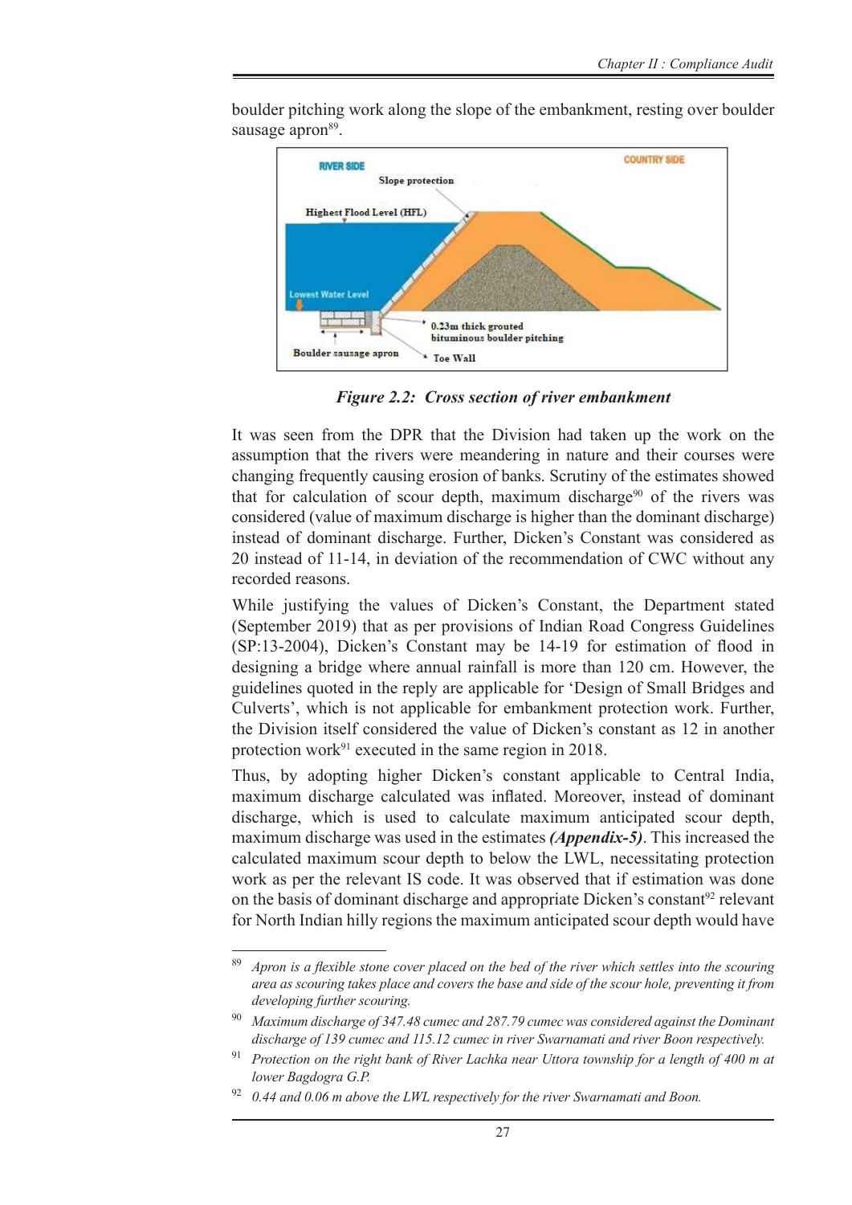boulder pitching work along the slope of the embankment, resting over boulder sausage apron[89].

*Figure 2.2: Cross section of river embankment*

It was seen from the DPR that the Division had taken up the work on the assumption that the rivers were meandering in nature and their courses were changing frequently causing erosion of banks. Scrutiny of the estimates showed that for calculation of scour depth, maximum discharge[90] of the rivers was considered (value of maximum discharge is higher than the dominant discharge) instead of dominant discharge. Further, Dicken's Constant was considered as 20 instead of 11-14, in deviation of the recommendation of CWC without any recorded reasons.

While justifying the values of Dicken's Constant, the Department stated (September 2019) that as per provisions of Indian Road Congress Guidelines (SP:13-2004), Dicken's Constant may be 14-19 for estimation of flood in designing a bridge where annual rainfall is more than 120 cm. However, the guidelines quoted in the reply are applicable for 'Design of Small Bridges and Culverts', which is not applicable for embankment protection work. Further, the Division itself considered the value of Dicken's constant as 12 in another protection work[91] executed in the same region in 2018.

Thus, by adopting higher Dicken's constant applicable to Central India, maximum discharge calculated was inflated. Moreover, instead of dominant discharge, which is used to calculate maximum anticipated scour depth, maximum discharge was used in the estimates ***(Appendix-5)***. This increased the calculated maximum scour depth to below the LWL, necessitating protection work as per the relevant IS code. It was observed that if estimation was done on the basis of dominant discharge and appropriate Dicken's constant[92] relevant for North Indian hilly regions the maximum anticipated scour depth would have

---

[89] *Apron is a flexible stone cover placed on the bed of the river which settles into the scouring area as scouring takes place and covers the base and side of the scour hole, preventing it from developing further scouring.*

[90] *Maximum discharge of 347.48 cumec and 287.79 cumec was considered against the Dominant discharge of 139 cumec and 115.12 cumec in river Swarnamati and river Boon respectively.*

[91] *Protection on the right bank of River Lachka near Uttora township for a length of 400 m at lower Bagdogra G.P.*

[92] *0.44 and 0.06 m above the LWL respectively for the river Swarnamati and Boon.*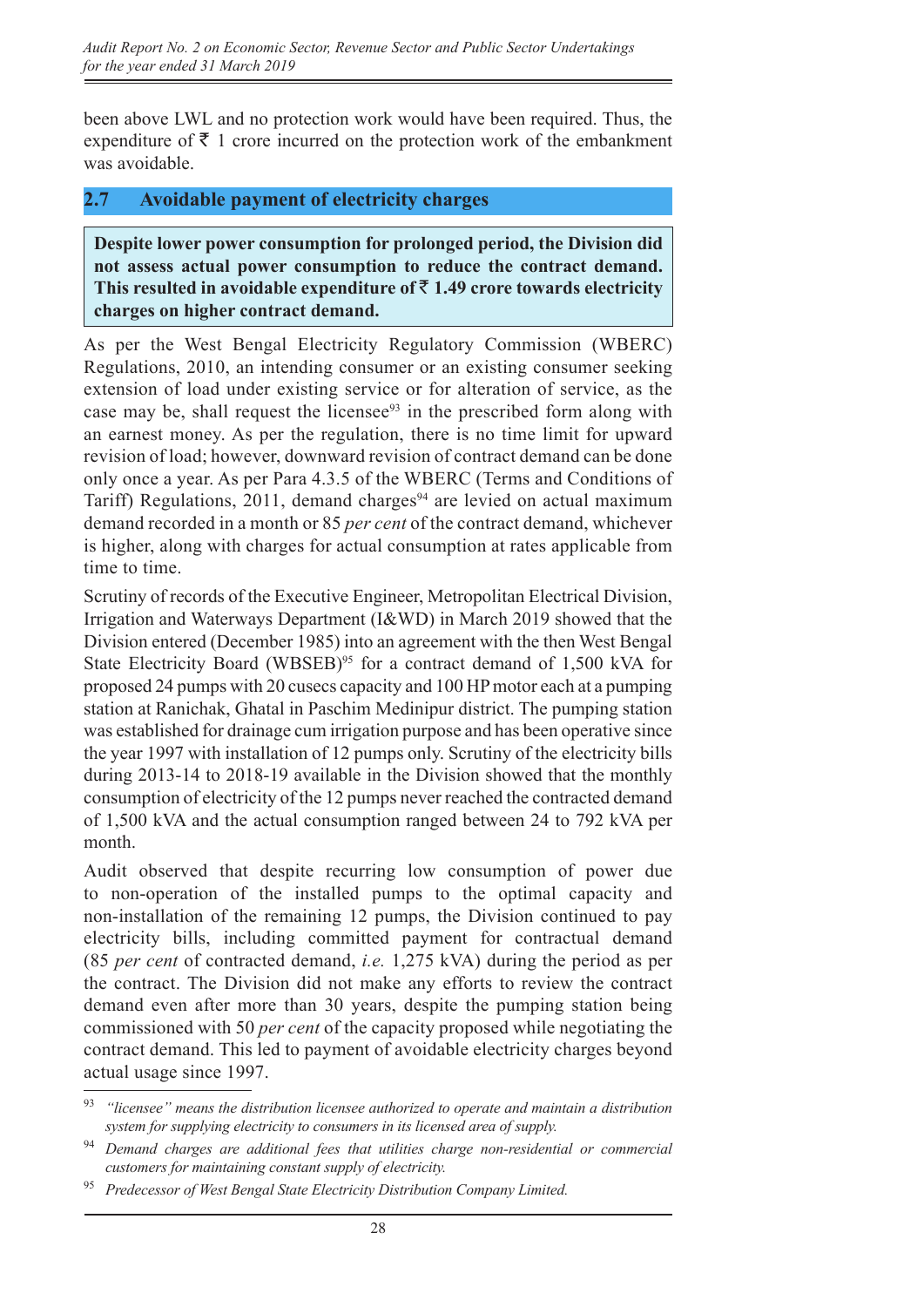been above LWL and no protection work would have been required. Thus, the expenditure of ₹ 1 crore incurred on the protection work of the embankment was avoidable.

## 2.7 Avoidable payment of electricity charges

**Despite lower power consumption for prolonged period, the Division did not assess actual power consumption to reduce the contract demand. This resulted in avoidable expenditure of ₹ 1.49 crore towards electricity charges on higher contract demand.**

As per the West Bengal Electricity Regulatory Commission (WBERC) Regulations, 2010, an intending consumer or an existing consumer seeking extension of load under existing service or for alteration of service, as the case may be, shall request the licensee[93] in the prescribed form along with an earnest money. As per the regulation, there is no time limit for upward revision of load; however, downward revision of contract demand can be done only once a year. As per Para 4.3.5 of the WBERC (Terms and Conditions of Tariff) Regulations, 2011, demand charges[94] are levied on actual maximum demand recorded in a month or 85 *per cent* of the contract demand, whichever is higher, along with charges for actual consumption at rates applicable from time to time.

Scrutiny of records of the Executive Engineer, Metropolitan Electrical Division, Irrigation and Waterways Department (I&WD) in March 2019 showed that the Division entered (December 1985) into an agreement with the then West Bengal State Electricity Board (WBSEB)[95] for a contract demand of 1,500 kVA for proposed 24 pumps with 20 cusecs capacity and 100 HP motor each at a pumping station at Ranichak, Ghatal in Paschim Medinipur district. The pumping station was established for drainage cum irrigation purpose and has been operative since the year 1997 with installation of 12 pumps only. Scrutiny of the electricity bills during 2013-14 to 2018-19 available in the Division showed that the monthly consumption of electricity of the 12 pumps never reached the contracted demand of 1,500 kVA and the actual consumption ranged between 24 to 792 kVA per month.

Audit observed that despite recurring low consumption of power due to non-operation of the installed pumps to the optimal capacity and non-installation of the remaining 12 pumps, the Division continued to pay electricity bills, including committed payment for contractual demand (85 *per cent* of contracted demand, *i.e.* 1,275 kVA) during the period as per the contract. The Division did not make any efforts to review the contract demand even after more than 30 years, despite the pumping station being commissioned with 50 *per cent* of the capacity proposed while negotiating the contract demand. This led to payment of avoidable electricity charges beyond actual usage since 1997.

---

[93] *"licensee" means the distribution licensee authorized to operate and maintain a distribution system for supplying electricity to consumers in its licensed area of supply.*

[94] *Demand charges are additional fees that utilities charge non-residential or commercial customers for maintaining constant supply of electricity.*

[95] *Predecessor of West Bengal State Electricity Distribution Company Limited.*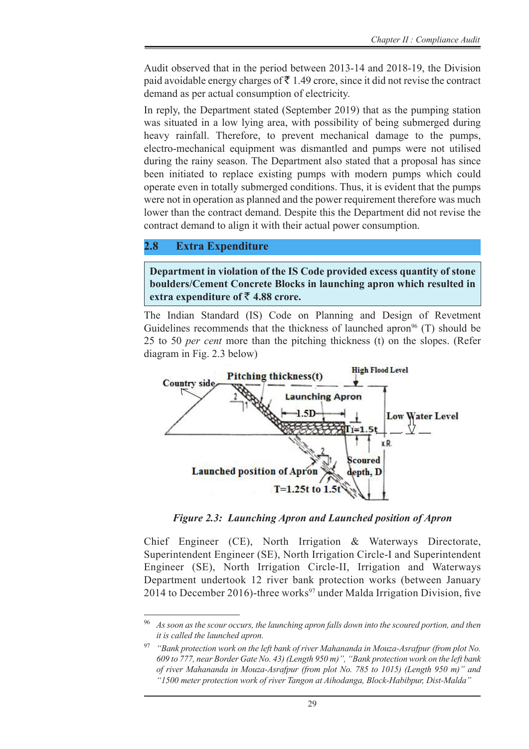Audit observed that in the period between 2013-14 and 2018-19, the Division paid avoidable energy charges of ₹ 1.49 crore, since it did not revise the contract demand as per actual consumption of electricity.

In reply, the Department stated (September 2019) that as the pumping station was situated in a low lying area, with possibility of being submerged during heavy rainfall. Therefore, to prevent mechanical damage to the pumps, electro-mechanical equipment was dismantled and pumps were not utilised during the rainy season. The Department also stated that a proposal has since been initiated to replace existing pumps with modern pumps which could operate even in totally submerged conditions. Thus, it is evident that the pumps were not in operation as planned and the power requirement therefore was much lower than the contract demand. Despite this the Department did not revise the contract demand to align it with their actual power consumption.

## 2.8 Extra Expenditure

**Department in violation of the IS Code provided excess quantity of stone boulders/Cement Concrete Blocks in launching apron which resulted in extra expenditure of ₹ 4.88 crore.**

The Indian Standard (IS) Code on Planning and Design of Revetment Guidelines recommends that the thickness of launched apron[96] (T) should be 25 to 50 *per cent* more than the pitching thickness (t) on the slopes. (Refer diagram in Fig. 2.3 below)

Country side | Pitching thickness(t) | High Flood Level | Launching Apron | 1.5D | Low Water Level | Ti=1.5t | Scoured depth, D | Launched position of Apron | T=1.25t to 1.5t

*Figure 2.3: Launching Apron and Launched position of Apron*

Chief Engineer (CE), North Irrigation & Waterways Directorate, Superintendent Engineer (SE), North Irrigation Circle-I and Superintendent Engineer (SE), North Irrigation Circle-II, Irrigation and Waterways Department undertook 12 river bank protection works (between January 2014 to December 2016)-three works[97] under Malda Irrigation Division, five

---

[96] *As soon as the scour occurs, the launching apron falls down into the scoured portion, and then it is called the launched apron.*

[97] *"Bank protection work on the left bank of river Mahananda in Mouza-Asrafpur (from plot No. 609 to 777, near Border Gate No. 43) (Length 950 m)", "Bank protection work on the left bank of river Mahananda in Mouza-Asrafpur (from plot No. 785 to 1015) (Length 950 m)" and "1500 meter protection work of river Tangon at Aihodanga, Block-Habibpur, Dist-Malda"*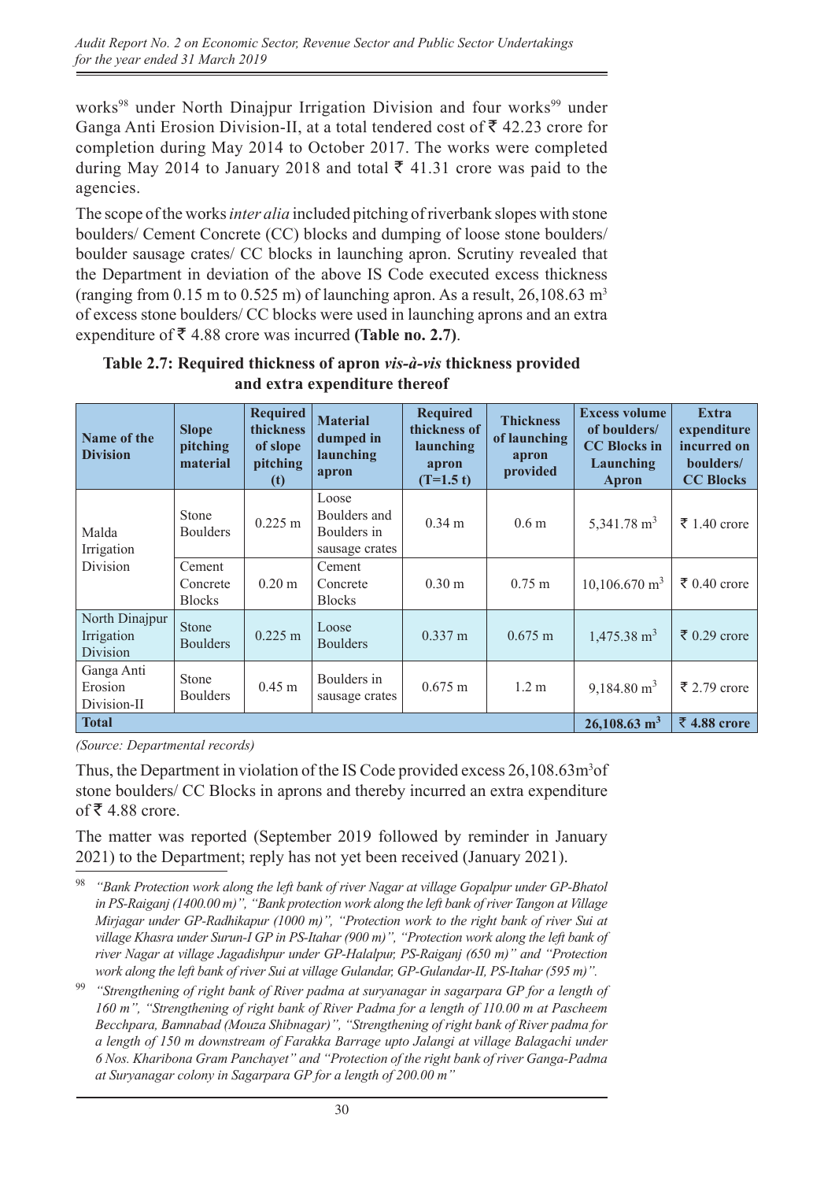works[98] under North Dinajpur Irrigation Division and four works[99] under Ganga Anti Erosion Division-II, at a total tendered cost of ₹ 42.23 crore for completion during May 2014 to October 2017. The works were completed during May 2014 to January 2018 and total ₹ 41.31 crore was paid to the agencies.

The scope of the works *inter alia* included pitching of riverbank slopes with stone boulders/ Cement Concrete (CC) blocks and dumping of loose stone boulders/ boulder sausage crates/ CC blocks in launching apron. Scrutiny revealed that the Department in deviation of the above IS Code executed excess thickness (ranging from 0.15 m to 0.525 m) of launching apron. As a result, 26,108.63 $m^3$ of excess stone boulders/ CC blocks were used in launching aprons and an extra expenditure of ₹ 4.88 crore was incurred **(Table no. 2.7)**.

**Table 2.7: Required thickness of apron *vis-à-vis* thickness provided and extra expenditure thereof**

| Name of the Division | Slope pitching material | Required thickness of slope pitching (t) | Material dumped in launching apron | Required thickness of launching apron (T=1.5 t) | Thickness of launching apron provided | Excess volume of boulders/ CC Blocks in Launching Apron | Extra expenditure incurred on boulders/ CC Blocks |
|---|---|---|---|---|---|---|---|
| Malda Irrigation Division | Stone Boulders | 0.225 m | Loose Boulders and Boulders in sausage crates | 0.34 m | 0.6 m | 5,341.78 $m^3$ | ₹ 1.40 crore |
| | Cement Concrete Blocks | 0.20 m | Cement Concrete Blocks | 0.30 m | 0.75 m | 10,106.670 $m^3$ | ₹ 0.40 crore |
| North Dinajpur Irrigation Division | Stone Boulders | 0.225 m | Loose Boulders | 0.337 m | 0.675 m | 1,475.38 $m^3$ | ₹ 0.29 crore |
| Ganga Anti Erosion Division-II | Stone Boulders | 0.45 m | Boulders in sausage crates | 0.675 m | 1.2 m | 9,184.80 $m^3$ | ₹ 2.79 crore |
| **Total** | | | | | | **26,108.63 $m^3$** | **₹ 4.88 crore** |

*(Source: Departmental records)*

Thus, the Department in violation of the IS Code provided excess 26,108.63$m^3$of stone boulders/ CC Blocks in aprons and thereby incurred an extra expenditure of ₹ 4.88 crore.

The matter was reported (September 2019 followed by reminder in January 2021) to the Department; reply has not yet been received (January 2021).

---

[98] *"Bank Protection work along the left bank of river Nagar at village Gopalpur under GP-Bhatol in PS-Raiganj (1400.00 m)", "Bank protection work along the left bank of river Tangon at Village Mirjagar under GP-Radhikapur (1000 m)", "Protection work to the right bank of river Sui at village Khasra under Surun-I GP in PS-Itahar (900 m)", "Protection work along the left bank of river Nagar at village Jagadishpur under GP-Halalpur, PS-Raiganj (650 m)" and "Protection work along the left bank of river Sui at village Gulandar, GP-Gulandar-II, PS-Itahar (595 m)".*

[99] *"Strengthening of right bank of River padma at suryanagar in sagarpara GP for a length of 160 m", "Strengthening of right bank of River Padma for a length of 110.00 m at Pascheem Becchpara, Bamnabad (Mouza Shibnagar)", "Strengthening of right bank of River padma for a length of 150 m downstream of Farakka Barrage upto Jalangi at village Balagachi under 6 Nos. Kharibona Gram Panchayet" and "Protection of the right bank of river Ganga-Padma at Suryanagar colony in Sagarpara GP for a length of 200.00 m"*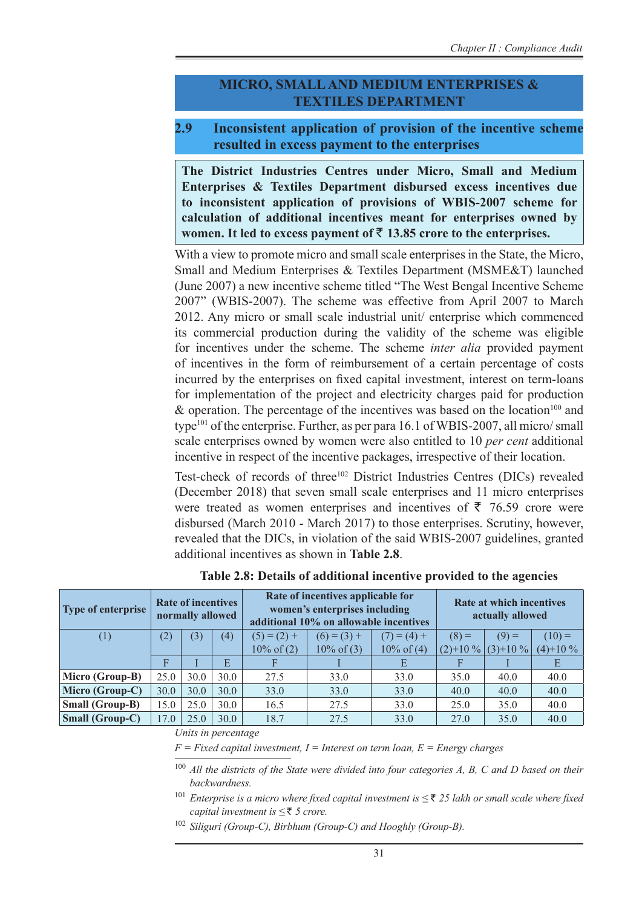## MICRO, SMALL AND MEDIUM ENTERPRISES & TEXTILES DEPARTMENT

### 2.9 Inconsistent application of provision of the incentive scheme resulted in excess payment to the enterprises

**The District Industries Centres under Micro, Small and Medium Enterprises & Textiles Department disbursed excess incentives due to inconsistent application of provisions of WBIS-2007 scheme for calculation of additional incentives meant for enterprises owned by women. It led to excess payment of ₹ 13.85 crore to the enterprises.**

With a view to promote micro and small scale enterprises in the State, the Micro, Small and Medium Enterprises & Textiles Department (MSME&T) launched (June 2007) a new incentive scheme titled "The West Bengal Incentive Scheme 2007" (WBIS-2007). The scheme was effective from April 2007 to March 2012. Any micro or small scale industrial unit/ enterprise which commenced its commercial production during the validity of the scheme was eligible for incentives under the scheme. The scheme *inter alia* provided payment of incentives in the form of reimbursement of a certain percentage of costs incurred by the enterprises on fixed capital investment, interest on term-loans for implementation of the project and electricity charges paid for production & operation. The percentage of the incentives was based on the location[100] and type[101] of the enterprise. Further, as per para 16.1 of WBIS-2007, all micro/ small scale enterprises owned by women were also entitled to 10 *per cent* additional incentive in respect of the incentive packages, irrespective of their location.

Test-check of records of three[102] District Industries Centres (DICs) revealed (December 2018) that seven small scale enterprises and 11 micro enterprises were treated as women enterprises and incentives of ₹ 76.59 crore were disbursed (March 2010 - March 2017) to those enterprises. Scrutiny, however, revealed that the DICs, in violation of the said WBIS-2007 guidelines, granted additional incentives as shown in **Table 2.8**.

**Table 2.8: Details of additional incentive provided to the agencies**

| Type of enterprise | Rate of incentives normally allowed | | | Rate of incentives applicable for women's enterprises including additional 10% on allowable incentives | | | Rate at which incentives actually allowed | | |
|---|---|---|---|---|---|---|---|---|---|
| (1) | (2) | (3) | (4) | (5) = (2) + 10% of (2) | (6) = (3) + 10% of (3) | (7) = (4) + 10% of (4) | (8) = (2)+10 % | (9) = (3)+10 % | (10) = (4)+10 % |
| | F | I | E | F | I | E | F | I | E |
| **Micro (Group-B)** | 25.0 | 30.0 | 30.0 | 27.5 | 33.0 | 33.0 | 35.0 | 40.0 | 40.0 |
| **Micro (Group-C)** | 30.0 | 30.0 | 30.0 | 33.0 | 33.0 | 33.0 | 40.0 | 40.0 | 40.0 |
| **Small (Group-B)** | 15.0 | 25.0 | 30.0 | 16.5 | 27.5 | 33.0 | 25.0 | 35.0 | 40.0 |
| **Small (Group-C)** | 17.0 | 25.0 | 30.0 | 18.7 | 27.5 | 33.0 | 27.0 | 35.0 | 40.0 |

*Units in percentage*

*F = Fixed capital investment, I = Interest on term loan, E = Energy charges*

[100] *All the districts of the State were divided into four categories A, B, C and D based on their backwardness.*

[101] *Enterprise is a micro where fixed capital investment is ≤ ₹ 25 lakh or small scale where fixed capital investment is ≤ ₹ 5 crore.*

[102] *Siliguri (Group-C), Birbhum (Group-C) and Hooghly (Group-B).*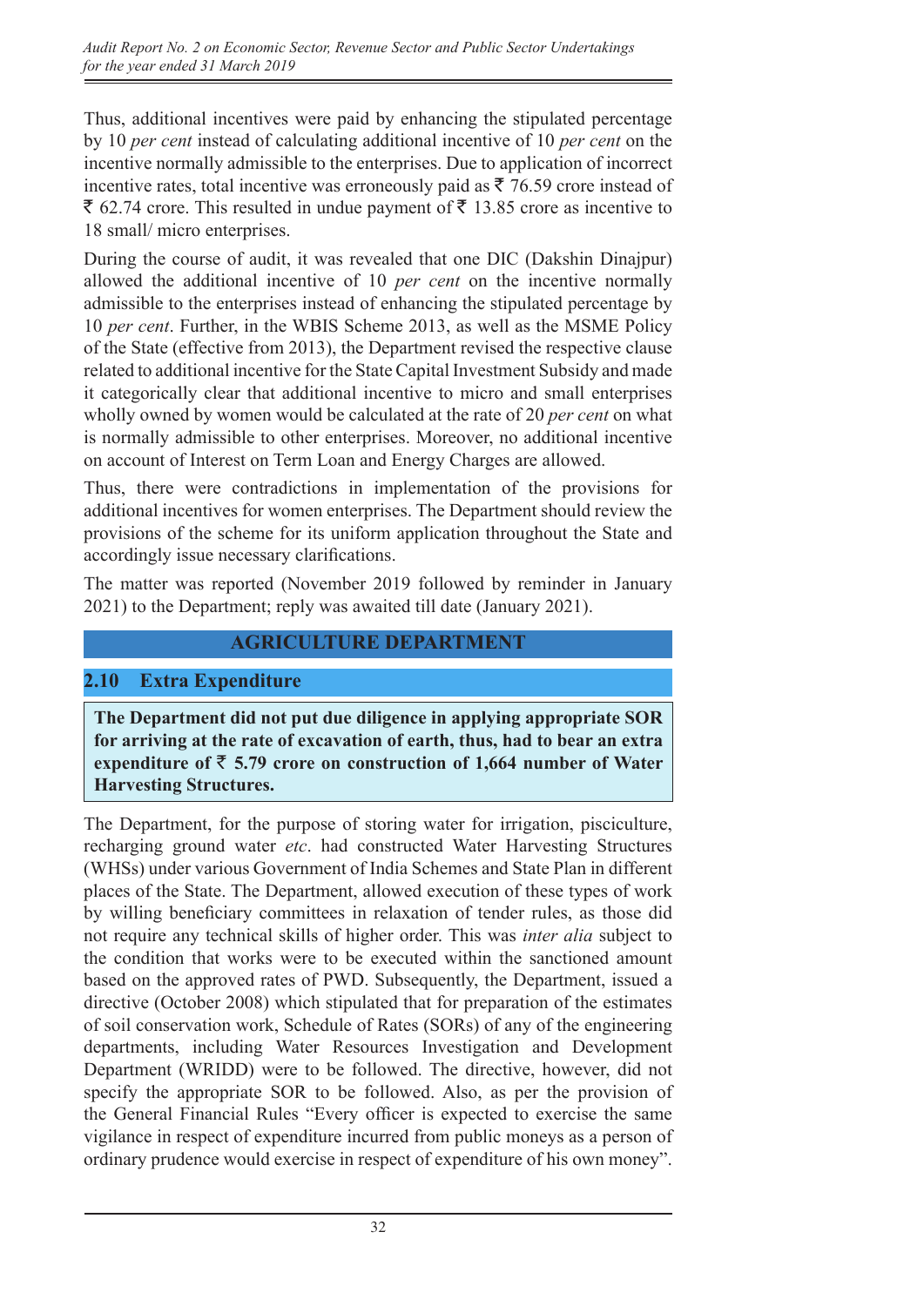Thus, additional incentives were paid by enhancing the stipulated percentage by 10 *per cent* instead of calculating additional incentive of 10 *per cent* on the incentive normally admissible to the enterprises. Due to application of incorrect incentive rates, total incentive was erroneously paid as ₹ 76.59 crore instead of ₹ 62.74 crore. This resulted in undue payment of ₹ 13.85 crore as incentive to 18 small/ micro enterprises.

During the course of audit, it was revealed that one DIC (Dakshin Dinajpur) allowed the additional incentive of 10 *per cent* on the incentive normally admissible to the enterprises instead of enhancing the stipulated percentage by 10 *per cent*. Further, in the WBIS Scheme 2013, as well as the MSME Policy of the State (effective from 2013), the Department revised the respective clause related to additional incentive for the State Capital Investment Subsidy and made it categorically clear that additional incentive to micro and small enterprises wholly owned by women would be calculated at the rate of 20 *per cent* on what is normally admissible to other enterprises. Moreover, no additional incentive on account of Interest on Term Loan and Energy Charges are allowed.

Thus, there were contradictions in implementation of the provisions for additional incentives for women enterprises. The Department should review the provisions of the scheme for its uniform application throughout the State and accordingly issue necessary clarifications.

The matter was reported (November 2019 followed by reminder in January 2021) to the Department; reply was awaited till date (January 2021).

## AGRICULTURE DEPARTMENT

### 2.10 Extra Expenditure

**The Department did not put due diligence in applying appropriate SOR for arriving at the rate of excavation of earth, thus, had to bear an extra expenditure of ₹ 5.79 crore on construction of 1,664 number of Water Harvesting Structures.**

The Department, for the purpose of storing water for irrigation, pisciculture, recharging ground water *etc*. had constructed Water Harvesting Structures (WHSs) under various Government of India Schemes and State Plan in different places of the State. The Department, allowed execution of these types of work by willing beneficiary committees in relaxation of tender rules, as those did not require any technical skills of higher order. This was *inter alia* subject to the condition that works were to be executed within the sanctioned amount based on the approved rates of PWD. Subsequently, the Department, issued a directive (October 2008) which stipulated that for preparation of the estimates of soil conservation work, Schedule of Rates (SORs) of any of the engineering departments, including Water Resources Investigation and Development Department (WRIDD) were to be followed. The directive, however, did not specify the appropriate SOR to be followed. Also, as per the provision of the General Financial Rules "Every officer is expected to exercise the same vigilance in respect of expenditure incurred from public moneys as a person of ordinary prudence would exercise in respect of expenditure of his own money".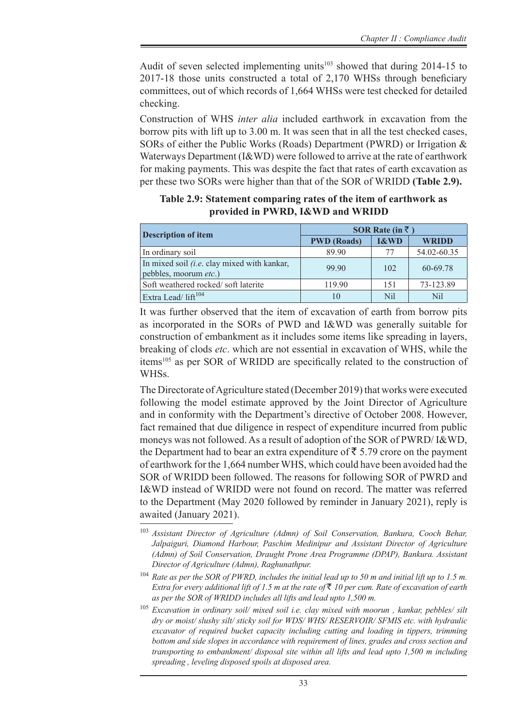Audit of seven selected implementing units[103] showed that during 2014-15 to 2017-18 those units constructed a total of 2,170 WHSs through beneficiary committees, out of which records of 1,664 WHSs were test checked for detailed checking.

Construction of WHS *inter alia* included earthwork in excavation from the borrow pits with lift up to 3.00 m. It was seen that in all the test checked cases, SORs of either the Public Works (Roads) Department (PWRD) or Irrigation & Waterways Department (I&WD) were followed to arrive at the rate of earthwork for making payments. This was despite the fact that rates of earth excavation as per these two SORs were higher than that of the SOR of WRIDD **(Table 2.9).**

**Table 2.9: Statement comparing rates of the item of earthwork as provided in PWRD, I&WD and WRIDD**

| Description of item | SOR Rate (in ₹ ) | | |
|---|---|---|---|
| | **PWD (Roads)** | **I&WD** | **WRIDD** |
| In ordinary soil | 89.90 | 77 | 54.02-60.35 |
| In mixed soil (*i.e*. clay mixed with kankar, pebbles, moorum *etc*.) | 99.90 | 102 | 60-69.78 |
| Soft weathered rocked/ soft laterite | 119.90 | 151 | 73-123.89 |
| Extra Lead/ lift[104] | 10 | Nil | Nil |

It was further observed that the item of excavation of earth from borrow pits as incorporated in the SORs of PWD and I&WD was generally suitable for construction of embankment as it includes some items like spreading in layers, breaking of clods *etc*. which are not essential in excavation of WHS, while the items[105] as per SOR of WRIDD are specifically related to the construction of WHSs.

The Directorate of Agriculture stated (December 2019) that works were executed following the model estimate approved by the Joint Director of Agriculture and in conformity with the Department's directive of October 2008. However, fact remained that due diligence in respect of expenditure incurred from public moneys was not followed. As a result of adoption of the SOR of PWRD/ I&WD, the Department had to bear an extra expenditure of ₹ 5.79 crore on the payment of earthwork for the 1,664 number WHS, which could have been avoided had the SOR of WRIDD been followed. The reasons for following SOR of PWRD and I&WD instead of WRIDD were not found on record. The matter was referred to the Department (May 2020 followed by reminder in January 2021), reply is awaited (January 2021).

---

[103] *Assistant Director of Agriculture (Admn) of Soil Conservation, Bankura, Cooch Behar, Jalpaiguri, Diamond Harbour, Paschim Medinipur and Assistant Director of Agriculture (Admn) of Soil Conservation, Draught Prone Area Programme (DPAP), Bankura. Assistant Director of Agriculture (Admn), Raghunathpur.*

[104] *Rate as per the SOR of PWRD, includes the initial lead up to 50 m and initial lift up to 1.5 m. Extra for every additional lift of 1.5 m at the rate of ₹ 10 per cum. Rate of excavation of earth as per the SOR of WRIDD includes all lifts and lead upto 1,500 m.*

[105] *Excavation in ordinary soil/ mixed soil i.e. clay mixed with moorun , kankar, pebbles/ silt dry or moist/ slushy silt/ sticky soil for WDS/ WHS/ RESERVOIR/ SFMIS etc. with hydraulic excavator of required bucket capacity including cutting and loading in tippers, trimming bottom and side slopes in accordance with requirement of lines, grades and cross section and transporting to embankment/ disposal site within all lifts and lead upto 1,500 m including spreading , leveling disposed spoils at disposed area.*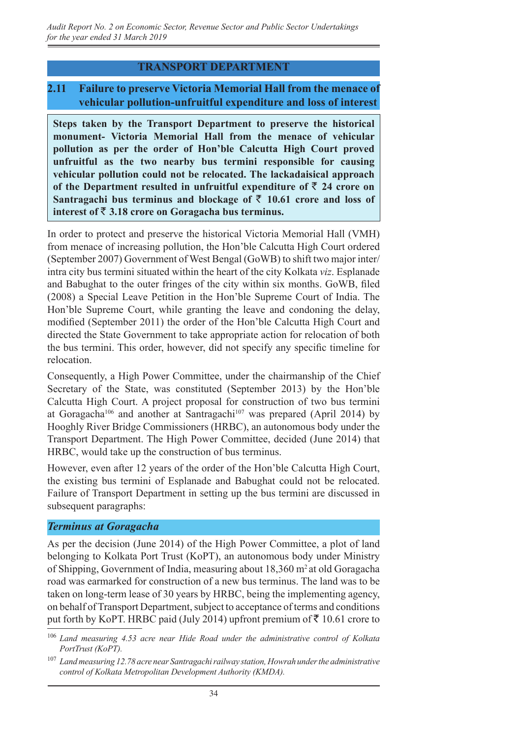## TRANSPORT DEPARTMENT

### 2.11 Failure to preserve Victoria Memorial Hall from the menace of vehicular pollution-unfruitful expenditure and loss of interest

**Steps taken by the Transport Department to preserve the historical monument- Victoria Memorial Hall from the menace of vehicular pollution as per the order of Hon'ble Calcutta High Court proved unfruitful as the two nearby bus termini responsible for causing vehicular pollution could not be relocated. The lackadaisical approach of the Department resulted in unfruitful expenditure of ₹ 24 crore on Santragachi bus terminus and blockage of ₹ 10.61 crore and loss of interest of ₹ 3.18 crore on Goragacha bus terminus.**

In order to protect and preserve the historical Victoria Memorial Hall (VMH) from menace of increasing pollution, the Hon'ble Calcutta High Court ordered (September 2007) Government of West Bengal (GoWB) to shift two major inter/intra city bus termini situated within the heart of the city Kolkata *viz*. Esplanade and Babughat to the outer fringes of the city within six months. GoWB, filed (2008) a Special Leave Petition in the Hon'ble Supreme Court of India. The Hon'ble Supreme Court, while granting the leave and condoning the delay, modified (September 2011) the order of the Hon'ble Calcutta High Court and directed the State Government to take appropriate action for relocation of both the bus termini. This order, however, did not specify any specific timeline for relocation.

Consequently, a High Power Committee, under the chairmanship of the Chief Secretary of the State, was constituted (September 2013) by the Hon'ble Calcutta High Court. A project proposal for construction of two bus termini at Goragacha[106] and another at Santragachi[107] was prepared (April 2014) by Hooghly River Bridge Commissioners (HRBC), an autonomous body under the Transport Department. The High Power Committee, decided (June 2014) that HRBC, would take up the construction of bus terminus.

However, even after 12 years of the order of the Hon'ble Calcutta High Court, the existing bus termini of Esplanade and Babughat could not be relocated. Failure of Transport Department in setting up the bus termini are discussed in subsequent paragraphs:

#### *Terminus at Goragacha*

As per the decision (June 2014) of the High Power Committee, a plot of land belonging to Kolkata Port Trust (KoPT), an autonomous body under Ministry of Shipping, Government of India, measuring about 18,360 m$^2$ at old Goragacha road was earmarked for construction of a new bus terminus. The land was to be taken on long-term lease of 30 years by HRBC, being the implementing agency, on behalf of Transport Department, subject to acceptance of terms and conditions put forth by KoPT. HRBC paid (July 2014) upfront premium of ₹ 10.61 crore to

---

[106] *Land measuring 4.53 acre near Hide Road under the administrative control of Kolkata PortTrust (KoPT).*

[107] *Land measuring 12.78 acre near Santragachi railway station, Howrah under the administrative control of Kolkata Metropolitan Development Authority (KMDA).*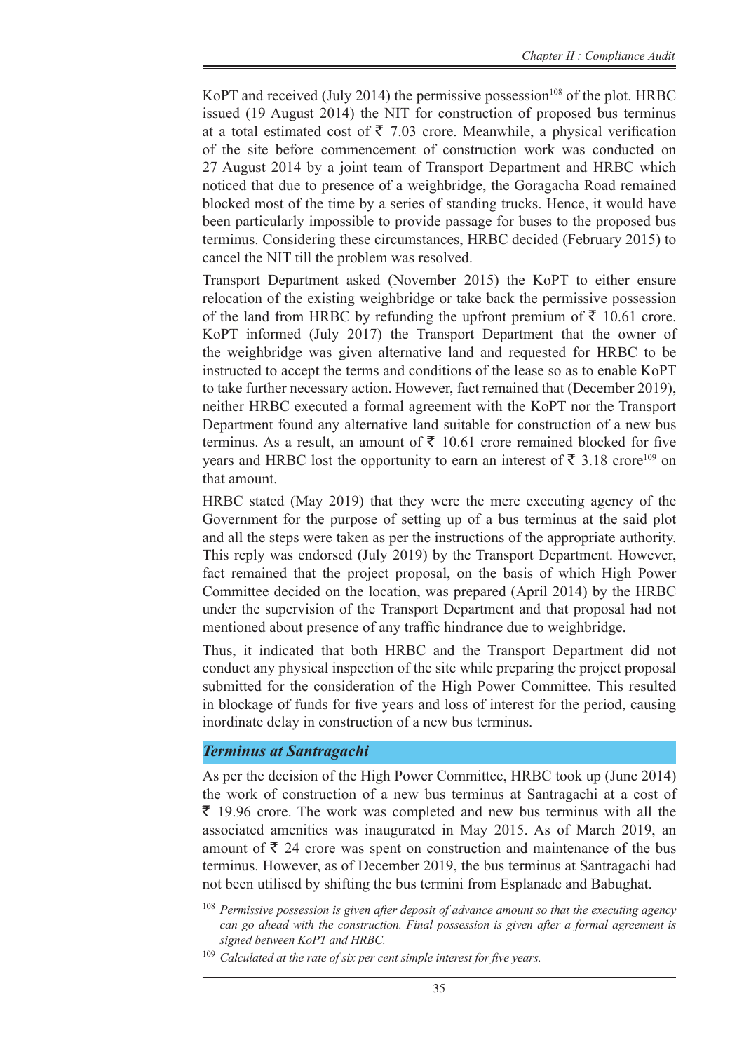KoPT and received (July 2014) the permissive possession[108] of the plot. HRBC issued (19 August 2014) the NIT for construction of proposed bus terminus at a total estimated cost of ₹ 7.03 crore. Meanwhile, a physical verification of the site before commencement of construction work was conducted on 27 August 2014 by a joint team of Transport Department and HRBC which noticed that due to presence of a weighbridge, the Goragacha Road remained blocked most of the time by a series of standing trucks. Hence, it would have been particularly impossible to provide passage for buses to the proposed bus terminus. Considering these circumstances, HRBC decided (February 2015) to cancel the NIT till the problem was resolved.

Transport Department asked (November 2015) the KoPT to either ensure relocation of the existing weighbridge or take back the permissive possession of the land from HRBC by refunding the upfront premium of ₹ 10.61 crore. KoPT informed (July 2017) the Transport Department that the owner of the weighbridge was given alternative land and requested for HRBC to be instructed to accept the terms and conditions of the lease so as to enable KoPT to take further necessary action. However, fact remained that (December 2019), neither HRBC executed a formal agreement with the KoPT nor the Transport Department found any alternative land suitable for construction of a new bus terminus. As a result, an amount of ₹ 10.61 crore remained blocked for five years and HRBC lost the opportunity to earn an interest of ₹ 3.18 crore[109] on that amount.

HRBC stated (May 2019) that they were the mere executing agency of the Government for the purpose of setting up of a bus terminus at the said plot and all the steps were taken as per the instructions of the appropriate authority. This reply was endorsed (July 2019) by the Transport Department. However, fact remained that the project proposal, on the basis of which High Power Committee decided on the location, was prepared (April 2014) by the HRBC under the supervision of the Transport Department and that proposal had not mentioned about presence of any traffic hindrance due to weighbridge.

Thus, it indicated that both HRBC and the Transport Department did not conduct any physical inspection of the site while preparing the project proposal submitted for the consideration of the High Power Committee. This resulted in blockage of funds for five years and loss of interest for the period, causing inordinate delay in construction of a new bus terminus.

### *Terminus at Santragachi*

As per the decision of the High Power Committee, HRBC took up (June 2014) the work of construction of a new bus terminus at Santragachi at a cost of ₹ 19.96 crore. The work was completed and new bus terminus with all the associated amenities was inaugurated in May 2015. As of March 2019, an amount of ₹ 24 crore was spent on construction and maintenance of the bus terminus. However, as of December 2019, the bus terminus at Santragachi had not been utilised by shifting the bus termini from Esplanade and Babughat.

---

[108] *Permissive possession is given after deposit of advance amount so that the executing agency can go ahead with the construction. Final possession is given after a formal agreement is signed between KoPT and HRBC.*

[109] *Calculated at the rate of six per cent simple interest for five years.*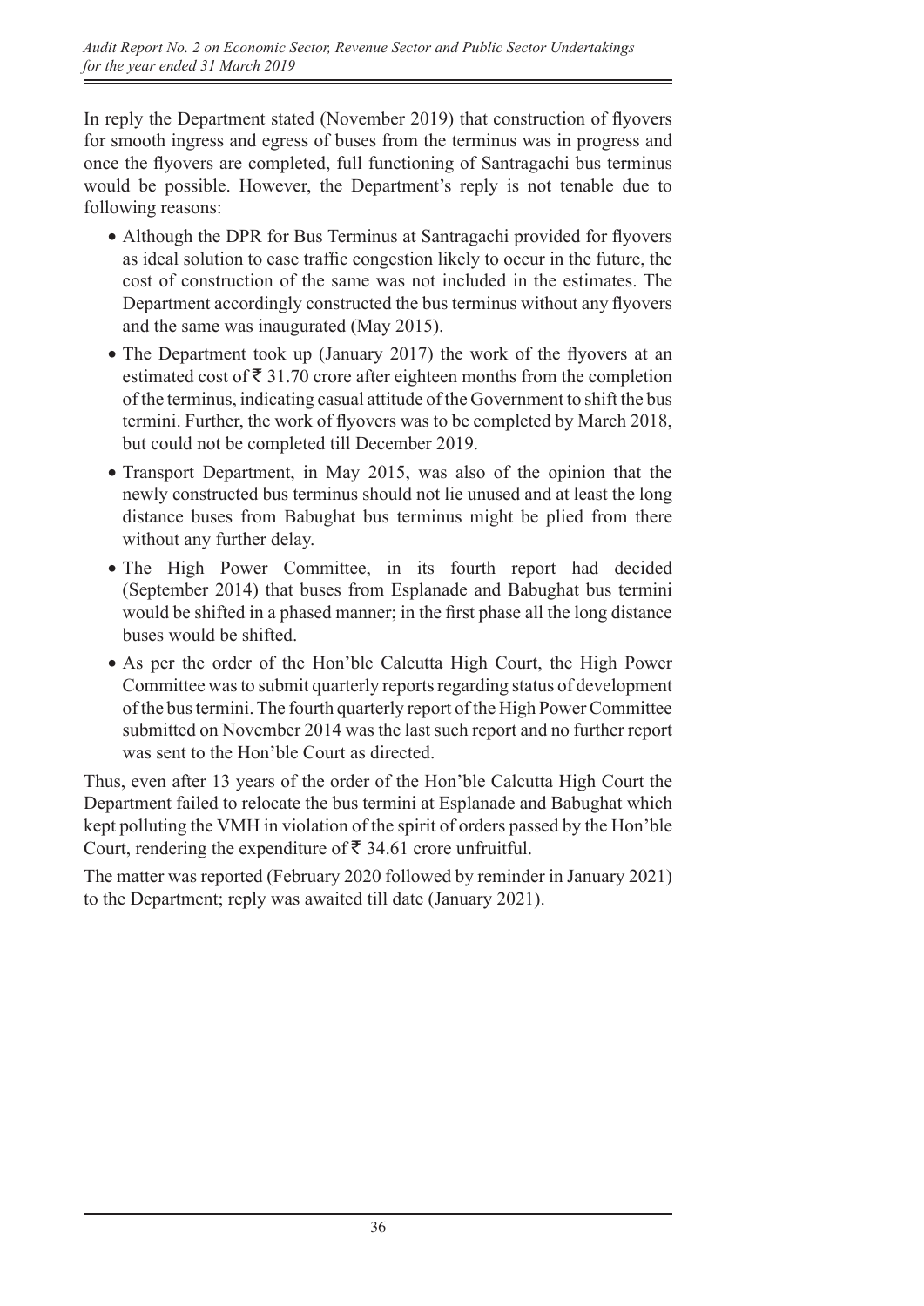In reply the Department stated (November 2019) that construction of flyovers for smooth ingress and egress of buses from the terminus was in progress and once the flyovers are completed, full functioning of Santragachi bus terminus would be possible. However, the Department's reply is not tenable due to following reasons:

- Although the DPR for Bus Terminus at Santragachi provided for flyovers as ideal solution to ease traffic congestion likely to occur in the future, the cost of construction of the same was not included in the estimates. The Department accordingly constructed the bus terminus without any flyovers and the same was inaugurated (May 2015).
- The Department took up (January 2017) the work of the flyovers at an estimated cost of ₹ 31.70 crore after eighteen months from the completion of the terminus, indicating casual attitude of the Government to shift the bus termini. Further, the work of flyovers was to be completed by March 2018, but could not be completed till December 2019.
- Transport Department, in May 2015, was also of the opinion that the newly constructed bus terminus should not lie unused and at least the long distance buses from Babughat bus terminus might be plied from there without any further delay.
- The High Power Committee, in its fourth report had decided (September 2014) that buses from Esplanade and Babughat bus termini would be shifted in a phased manner; in the first phase all the long distance buses would be shifted.
- As per the order of the Hon'ble Calcutta High Court, the High Power Committee was to submit quarterly reports regarding status of development of the bus termini. The fourth quarterly report of the High Power Committee submitted on November 2014 was the last such report and no further report was sent to the Hon'ble Court as directed.

Thus, even after 13 years of the order of the Hon'ble Calcutta High Court the Department failed to relocate the bus termini at Esplanade and Babughat which kept polluting the VMH in violation of the spirit of orders passed by the Hon'ble Court, rendering the expenditure of ₹ 34.61 crore unfruitful.

The matter was reported (February 2020 followed by reminder in January 2021) to the Department; reply was awaited till date (January 2021).